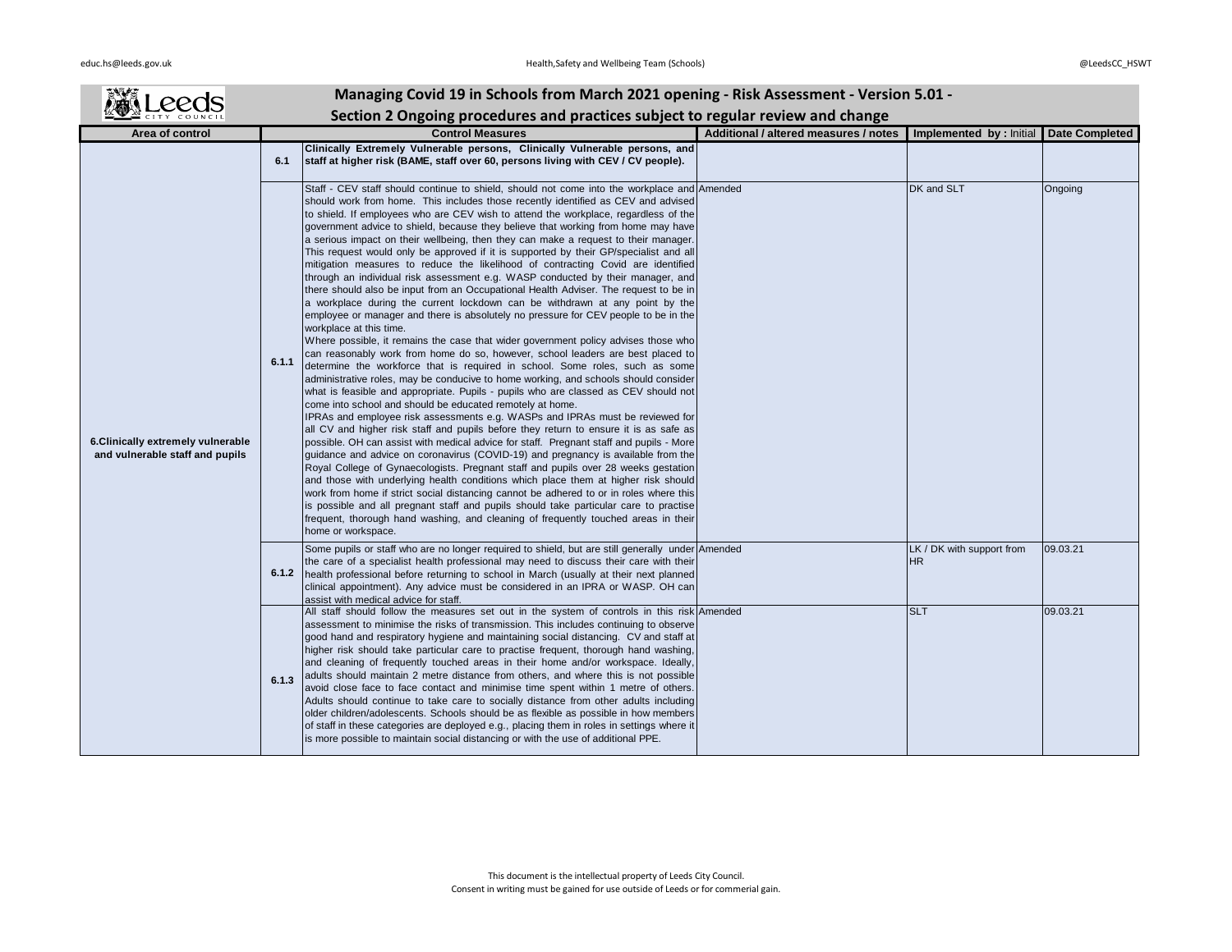# Managing Covid 19 in Schools from March 2021 opening - Risk Assessment - Version 5.01 -

## Section 2 Ongoing procedures and practices subject to regular review and change

| Area of control | | Control Measures | Additional / altered measures / notes | Implemented by : Initial | Date Completed |
|---|---|---|---|---|---|
| 6.Clinically extremely vulnerable and vulnerable staff and pupils | 6.1 | **Clinically Extremely Vulnerable persons, Clinically Vulnerable persons, and staff at higher risk (BAME, staff over 60, persons living with CEV / CV people).** | | | |
| | 6.1.1 | Staff - CEV staff should continue to shield, should not come into the workplace and should work from home. This includes those recently identified as CEV and advised to shield. If employees who are CEV wish to attend the workplace, regardless of the government advice to shield, because they believe that working from home may have a serious impact on their wellbeing, then they can make a request to their manager. This request would only be approved if it is supported by their GP/specialist and all mitigation measures to reduce the likelihood of contracting Covid are identified through an individual risk assessment e.g. WASP conducted by their manager, and there should also be input from an Occupational Health Adviser. The request to be in a workplace during the current lockdown can be withdrawn at any point by the employee or manager and there is absolutely no pressure for CEV people to be in the workplace at this time.<br>Where possible, it remains the case that wider government policy advises those who can reasonably work from home do so, however, school leaders are best placed to determine the workforce that is required in school. Some roles, such as some administrative roles, may be conducive to home working, and schools should consider what is feasible and appropriate. Pupils - pupils who are classed as CEV should not come into school and should be educated remotely at home.<br>IPRAs and employee risk assessments e.g. WASPs and IPRAs must be reviewed for all CV and higher risk staff and pupils before they return to ensure it is as safe as possible. OH can assist with medical advice for staff. Pregnant staff and pupils - More guidance and advice on coronavirus (COVID-19) and pregnancy is available from the Royal College of Gynaecologists. Pregnant staff and pupils over 28 weeks gestation and those with underlying health conditions which place them at higher risk should work from home if strict social distancing cannot be adhered to or in roles where this is possible and all pregnant staff and pupils should take particular care to practise frequent, thorough hand washing, and cleaning of frequently touched areas in their home or workspace. | Amended | DK and SLT | Ongoing |
| | 6.1.2 | Some pupils or staff who are no longer required to shield, but are still generally under the care of a specialist health professional may need to discuss their care with their health professional before returning to school in March (usually at their next planned clinical appointment). Any advice must be considered in an IPRA or WASP. OH can assist with medical advice for staff. | Amended | LK / DK with support from HR | 09.03.21 |
| | 6.1.3 | All staff should follow the measures set out in the system of controls in this risk assessment to minimise the risks of transmission. This includes continuing to observe good hand and respiratory hygiene and maintaining social distancing. CV and staff at higher risk should take particular care to practise frequent, thorough hand washing, and cleaning of frequently touched areas in their home and/or workspace. Ideally, adults should maintain 2 metre distance from others, and where this is not possible avoid close face to face contact and minimise time spent within 1 metre of others. Adults should continue to take care to socially distance from other adults including older children/adolescents. Schools should be as flexible as possible in how members of staff in these categories are deployed e.g., placing them in roles in settings where it is more possible to maintain social distancing or with the use of additional PPE. | Amended | SLT | 09.03.21 |

This document is the intellectual property of Leeds City Council.
Consent in writing must be gained for use outside of Leeds or for commerial gain.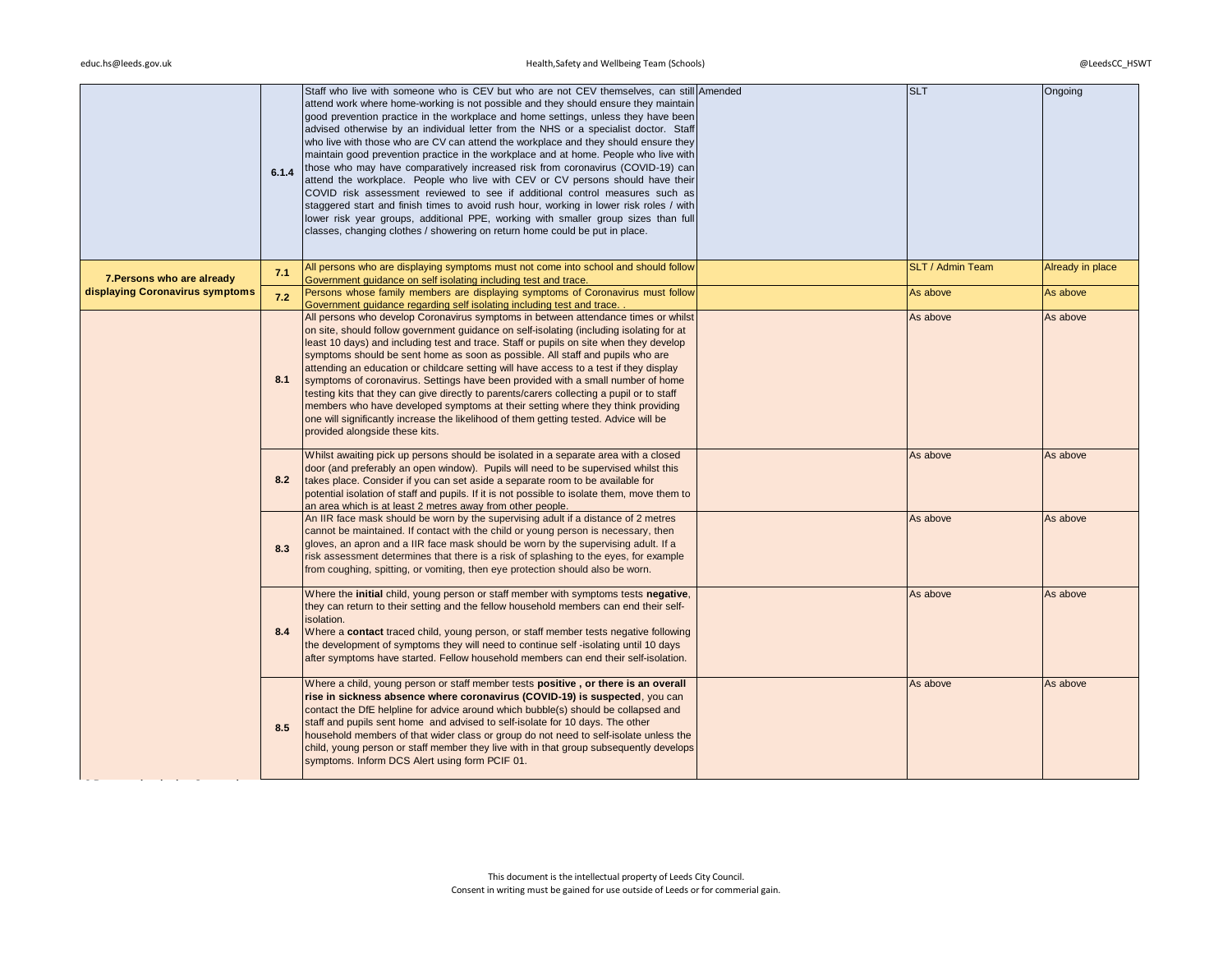| | | | | | |
|---|---|---|---|---|---|
| | 6.1.4 | Staff who live with someone who is CEV but who are not CEV themselves, can still attend work where home-working is not possible and they should ensure they maintain good prevention practice in the workplace and home settings, unless they have been advised otherwise by an individual letter from the NHS or a specialist doctor. Staff who live with those who are CV can attend the workplace and they should ensure they maintain good prevention practice in the workplace and at home. People who live with those who may have comparatively increased risk from coronavirus (COVID-19) can attend the workplace. People who live with CEV or CV persons should have their COVID risk assessment reviewed to see if additional control measures such as staggered start and finish times to avoid rush hour, working in lower risk roles / with lower risk year groups, additional PPE, working with smaller group sizes than full classes, changing clothes / showering on return home could be put in place. | Amended | SLT | Ongoing |
| **7.Persons who are already displaying Coronavirus symptoms** | **7.1** | All persons who are displaying symptoms must not come into school and should follow Government guidance on self isolating including test and trace. | | SLT / Admin Team | Already in place |
| | **7.2** | Persons whose family members are displaying symptoms of Coronavirus must follow Government guidance regarding self isolating including test and trace. . | | As above | As above |
| | **8.1** | All persons who develop Coronavirus symptoms in between attendance times or whilst on site, should follow government guidance on self-isolating (including isolating for at least 10 days) and including test and trace. Staff or pupils on site when they develop symptoms should be sent home as soon as possible. All staff and pupils who are attending an education or childcare setting will have access to a test if they display symptoms of coronavirus. Settings have been provided with a small number of home testing kits that they can give directly to parents/carers collecting a pupil or to staff members who have developed symptoms at their setting where they think providing one will significantly increase the likelihood of them getting tested. Advice will be provided alongside these kits. | | As above | As above |
| | **8.2** | Whilst awaiting pick up persons should be isolated in a separate area with a closed door (and preferably an open window). Pupils will need to be supervised whilst this takes place. Consider if you can set aside a separate room to be available for potential isolation of staff and pupils. If it is not possible to isolate them, move them to an area which is at least 2 metres away from other people. | | As above | As above |
| | **8.3** | An IIR face mask should be worn by the supervising adult if a distance of 2 metres cannot be maintained. If contact with the child or young person is necessary, then gloves, an apron and a IIR face mask should be worn by the supervising adult. If a risk assessment determines that there is a risk of splashing to the eyes, for example from coughing, spitting, or vomiting, then eye protection should also be worn. | | As above | As above |
| | **8.4** | Where the **initial** child, young person or staff member with symptoms tests **negative**, they can return to their setting and the fellow household members can end their self-isolation.<br>Where a **contact** traced child, young person, or staff member tests negative following the development of symptoms they will need to continue self -isolating until 10 days after symptoms have started. Fellow household members can end their self-isolation. | | As above | As above |
| | **8.5** | Where a child, young person or staff member tests **positive , or there is an overall rise in sickness absence where coronavirus (COVID-19) is suspected**, you can contact the DfE helpline for advice around which bubble(s) should be collapsed and staff and pupils sent home and advised to self-isolate for 10 days. The other household members of that wider class or group do not need to self-isolate unless the child, young person or staff member they live with in that group subsequently develops symptoms. Inform DCS Alert using form PCIF 01. | | As above | As above |

This document is the intellectual property of Leeds City Council.
Consent in writing must be gained for use outside of Leeds or for commerial gain.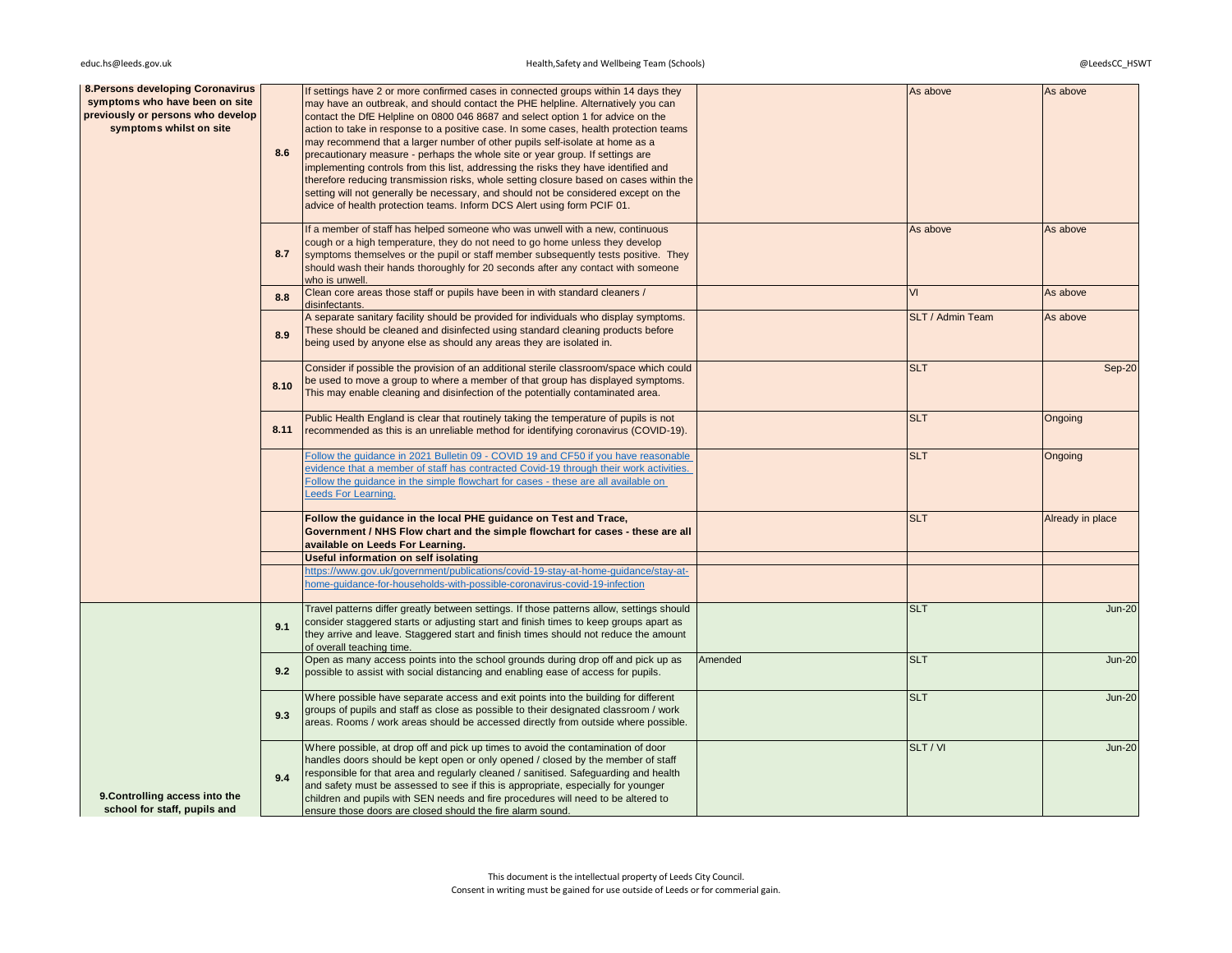| | | | | | |
|---|---|---|---|---|---|
| **8.Persons developing Coronavirus symptoms who have been on site previously or persons who develop symptoms whilst on site** | **8.6** | If settings have 2 or more confirmed cases in connected groups within 14 days they may have an outbreak, and should contact the PHE helpline. Alternatively you can contact the DfE Helpline on 0800 046 8687 and select option 1 for advice on the action to take in response to a positive case. In some cases, health protection teams may recommend that a larger number of other pupils self-isolate at home as a precautionary measure - perhaps the whole site or year group. If settings are implementing controls from this list, addressing the risks they have identified and therefore reducing transmission risks, whole setting closure based on cases within the setting will not generally be necessary, and should not be considered except on the advice of health protection teams. Inform DCS Alert using form PCIF 01. | | As above | As above |
| | **8.7** | If a member of staff has helped someone who was unwell with a new, continuous cough or a high temperature, they do not need to go home unless they develop symptoms themselves or the pupil or staff member subsequently tests positive. They should wash their hands thoroughly for 20 seconds after any contact with someone who is unwell. | | As above | As above |
| | **8.8** | Clean core areas those staff or pupils have been in with standard cleaners / disinfectants. | | VI | As above |
| | **8.9** | A separate sanitary facility should be provided for individuals who display symptoms. These should be cleaned and disinfected using standard cleaning products before being used by anyone else as should any areas they are isolated in. | | SLT / Admin Team | As above |
| | **8.10** | Consider if possible the provision of an additional sterile classroom/space which could be used to move a group to where a member of that group has displayed symptoms. This may enable cleaning and disinfection of the potentially contaminated area. | | SLT | Sep-20 |
| | **8.11** | Public Health England is clear that routinely taking the temperature of pupils is not recommended as this is an unreliable method for identifying coronavirus (COVID-19). | | SLT | Ongoing |
| | | Follow the guidance in 2021 Bulletin 09 - COVID 19 and CF50 if you have reasonable evidence that a member of staff has contracted Covid-19 through their work activities. Follow the guidance in the simple flowchart for cases - these are all available on Leeds For Learning. | | SLT | Ongoing |
| | | **Follow the guidance in the local PHE guidance on Test and Trace, Government / NHS Flow chart and the simple flowchart for cases - these are all available on Leeds For Learning.** | | SLT | Already in place |
| | | **Useful information on self isolating** | | | |
| | | https://www.gov.uk/government/publications/covid-19-stay-at-home-guidance/stay-at-home-guidance-for-households-with-possible-coronavirus-covid-19-infection | | | |
| **9.Controlling access into the school for staff, pupils and** | **9.1** | Travel patterns differ greatly between settings. If those patterns allow, settings should consider staggered starts or adjusting start and finish times to keep groups apart as they arrive and leave. Staggered start and finish times should not reduce the amount of overall teaching time. | | SLT | Jun-20 |
| | **9.2** | Open as many access points into the school grounds during drop off and pick up as possible to assist with social distancing and enabling ease of access for pupils. | Amended | SLT | Jun-20 |
| | **9.3** | Where possible have separate access and exit points into the building for different groups of pupils and staff as close as possible to their designated classroom / work areas. Rooms / work areas should be accessed directly from outside where possible. | | SLT | Jun-20 |
| | **9.4** | Where possible, at drop off and pick up times to avoid the contamination of door handles doors should be kept open or only opened / closed by the member of staff responsible for that area and regularly cleaned / sanitised. Safeguarding and health and safety must be assessed to see if this is appropriate, especially for younger children and pupils with SEN needs and fire procedures will need to be altered to ensure those doors are closed should the fire alarm sound. | | SLT / VI | Jun-20 |

This document is the intellectual property of Leeds City Council.
Consent in writing must be gained for use outside of Leeds or for commerial gain.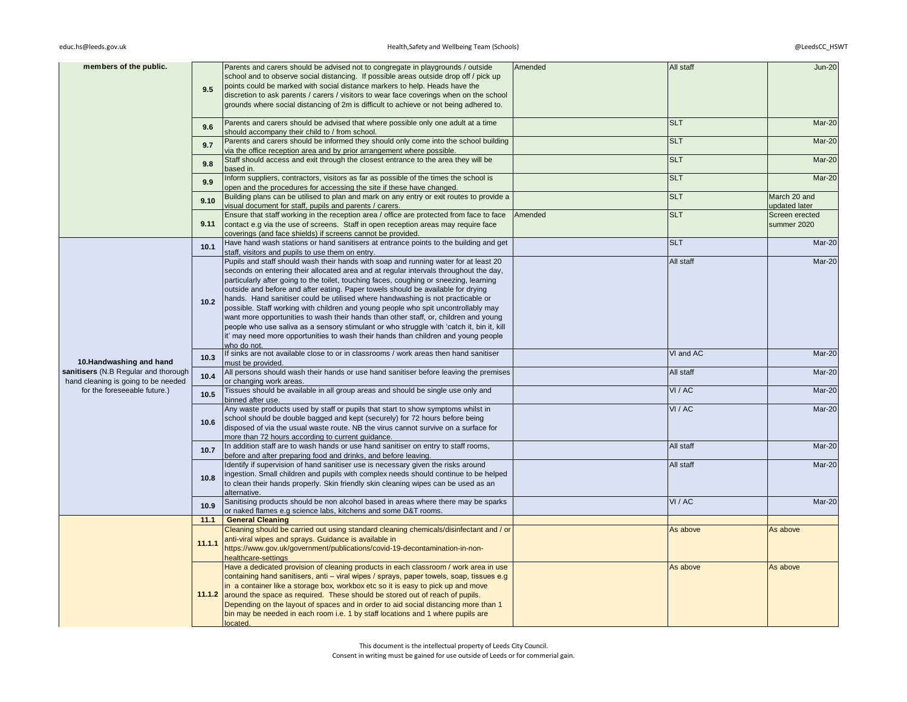| | | | | | |
|---|---|---|---|---|---|
| **members of the public.** | **9.5** | Parents and carers should be advised not to congregate in playgrounds / outside school and to observe social distancing. If possible areas outside drop off / pick up points could be marked with social distance markers to help. Heads have the discretion to ask parents / carers / visitors to wear face coverings when on the school grounds where social distancing of 2m is difficult to achieve or not being adhered to. | Amended | All staff | Jun-20 |
| | **9.6** | Parents and carers should be advised that where possible only one adult at a time should accompany their child to / from school. | | SLT | Mar-20 |
| | **9.7** | Parents and carers should be informed they should only come into the school building via the office reception area and by prior arrangement where possible. | | SLT | Mar-20 |
| | **9.8** | Staff should access and exit through the closest entrance to the area they will be based in. | | SLT | Mar-20 |
| | **9.9** | Inform suppliers, contractors, visitors as far as possible of the times the school is open and the procedures for accessing the site if these have changed. | | SLT | Mar-20 |
| | **9.10** | Building plans can be utilised to plan and mark on any entry or exit routes to provide a visual document for staff, pupils and parents / carers. | | SLT | March 20 and updated later |
| | **9.11** | Ensure that staff working in the reception area / office are protected from face to face contact e.g via the use of screens. Staff in open reception areas may require face coverings (and face shields) if screens cannot be provided. | Amended | SLT | Screen erected summer 2020 |
| **10.Handwashing and hand sanitisers** (N.B Regular and thorough hand cleaning is going to be needed for the foreseeable future.) | **10.1** | Have hand wash stations or hand sanitisers at entrance points to the building and get staff, visitors and pupils to use them on entry. | | SLT | Mar-20 |
| | **10.2** | Pupils and staff should wash their hands with soap and running water for at least 20 seconds on entering their allocated area and at regular intervals throughout the day, particularly after going to the toilet, touching faces, coughing or sneezing, learning outside and before and after eating. Paper towels should be available for drying hands. Hand sanitiser could be utilised where handwashing is not practicable or possible. Staff working with children and young people who spit uncontrollably may want more opportunities to wash their hands than other staff, or, children and young people who use saliva as a sensory stimulant or who struggle with 'catch it, bin it, kill it' may need more opportunities to wash their hands than children and young people who do not. | | All staff | Mar-20 |
| | **10.3** | If sinks are not available close to or in classrooms / work areas then hand sanitiser must be provided. | | VI and AC | Mar-20 |
| | **10.4** | All persons should wash their hands or use hand sanitiser before leaving the premises or changing work areas. | | All staff | Mar-20 |
| | **10.5** | Tissues should be available in all group areas and should be single use only and binned after use. | | VI / AC | Mar-20 |
| | **10.6** | Any waste products used by staff or pupils that start to show symptoms whilst in school should be double bagged and kept (securely) for 72 hours before being disposed of via the usual waste route. NB the virus cannot survive on a surface for more than 72 hours according to current guidance. | | VI / AC | Mar-20 |
| | **10.7** | In addition staff are to wash hands or use hand sanitiser on entry to staff rooms, before and after preparing food and drinks, and before leaving. | | All staff | Mar-20 |
| | **10.8** | Identify if supervision of hand sanitiser use is necessary given the risks around ingestion. Small children and pupils with complex needs should continue to be helped to clean their hands properly. Skin friendly skin cleaning wipes can be used as an alternative. | | All staff | Mar-20 |
| | **10.9** | Sanitising products should be non alcohol based in areas where there may be sparks or naked flames e.g science labs, kitchens and some D&T rooms. | | VI / AC | Mar-20 |
| | **11.1** | **General Cleaning** | | | |
| | **11.1.1** | Cleaning should be carried out using standard cleaning chemicals/disinfectant and / or anti-viral wipes and sprays. Guidance is available in https://www.gov.uk/government/publications/covid-19-decontamination-in-non-healthcare-settings | | As above | As above |
| | **11.1.2** | Have a dedicated provision of cleaning products in each classroom / work area in use containing hand sanitisers, anti – viral wipes / sprays, paper towels, soap, tissues e.g in a container like a storage box, workbox etc so it is easy to pick up and move around the space as required. These should be stored out of reach of pupils. Depending on the layout of spaces and in order to aid social distancing more than 1 bin may be needed in each room i.e. 1 by staff locations and 1 where pupils are located. | | As above | As above |

This document is the intellectual property of Leeds City Council.
Consent in writing must be gained for use outside of Leeds or for commerial gain.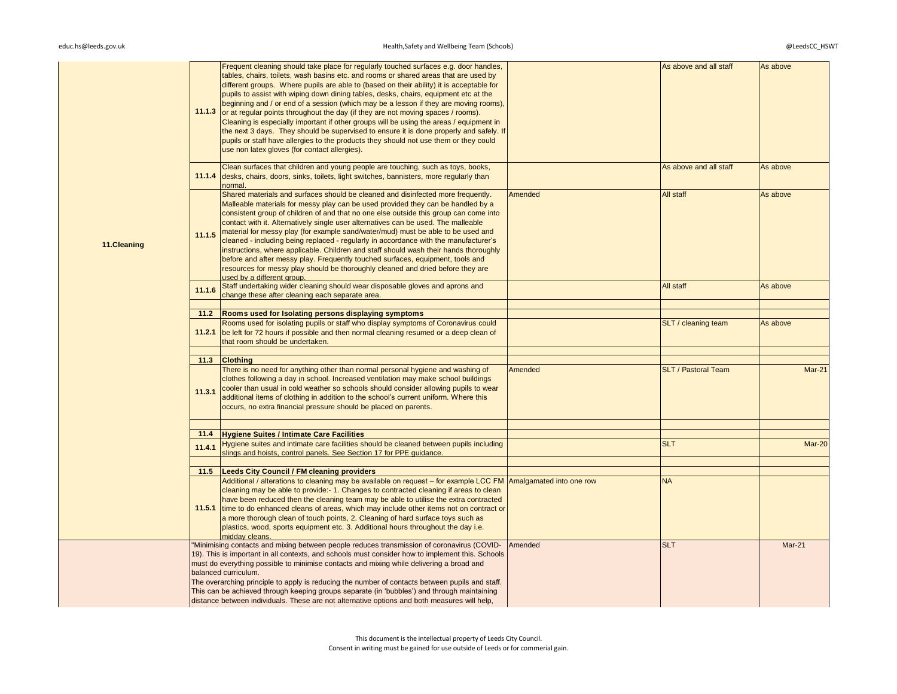| | | | | | |
|---|---|---|---|---|---|
| 11.Cleaning | 11.1.3 | Frequent cleaning should take place for regularly touched surfaces e.g. door handles, tables, chairs, toilets, wash basins etc. and rooms or shared areas that are used by different groups. Where pupils are able to (based on their ability) it is acceptable for pupils to assist with wiping down dining tables, desks, chairs, equipment etc at the beginning and / or end of a session (which may be a lesson if they are moving rooms), or at regular points throughout the day (if they are not moving spaces / rooms). Cleaning is especially important if other groups will be using the areas / equipment in the next 3 days. They should be supervised to ensure it is done properly and safely. If pupils or staff have allergies to the products they should not use them or they could use non latex gloves (for contact allergies). | | As above and all staff | As above |
| | 11.1.4 | Clean surfaces that children and young people are touching, such as toys, books, desks, chairs, doors, sinks, toilets, light switches, bannisters, more regularly than normal. | | As above and all staff | As above |
| | 11.1.5 | Shared materials and surfaces should be cleaned and disinfected more frequently. Malleable materials for messy play can be used provided they can be handled by a consistent group of children of and that no one else outside this group can come into contact with it. Alternatively single user alternatives can be used. The malleable material for messy play (for example sand/water/mud) must be able to be used and cleaned - including being replaced - regularly in accordance with the manufacturer's instructions, where applicable. Children and staff should wash their hands thoroughly before and after messy play. Frequently touched surfaces, equipment, tools and resources for messy play should be thoroughly cleaned and dried before they are used by a different group. | Amended | All staff | As above |
| | 11.1.6 | Staff undertaking wider cleaning should wear disposable gloves and aprons and change these after cleaning each separate area. | | All staff | As above |
| | | | | | |
| | **11.2** | **Rooms used for Isolating persons displaying symptoms** | | | |
| | 11.2.1 | Rooms used for isolating pupils or staff who display symptoms of Coronavirus could be left for 72 hours if possible and then normal cleaning resumed or a deep clean of that room should be undertaken. | | SLT / cleaning team | As above |
| | | | | | |
| | **11.3** | **Clothing** | | | |
| | 11.3.1 | There is no need for anything other than normal personal hygiene and washing of clothes following a day in school. Increased ventilation may make school buildings cooler than usual in cold weather so schools should consider allowing pupils to wear additional items of clothing in addition to the school's current uniform. Where this occurs, no extra financial pressure should be placed on parents. | Amended | SLT / Pastoral Team | Mar-21 |
| | | | | | |
| | **11.4** | **Hygiene Suites / Intimate Care Facilities** | | | |
| | 11.4.1 | Hygiene suites and intimate care facilities should be cleaned between pupils including slings and hoists, control panels. See Section 17 for PPE guidance. | | SLT | Mar-20 |
| | | | | | |
| | **11.5** | **Leeds City Council / FM cleaning providers** | | | |
| | 11.5.1 | Additional / alterations to cleaning may be available on request – for example LCC FM cleaning may be able to provide:- 1. Changes to contracted cleaning if areas to clean have been reduced then the cleaning team may be able to utilise the extra contracted time to do enhanced cleans of areas, which may include other items not on contract or a more thorough clean of touch points, 2. Cleaning of hard surface toys such as plastics, wood, sports equipment etc. 3. Additional hours throughout the day i.e. midday cleans. | Amalgamated into one row | NA | |
| | | "Minimising contacts and mixing between people reduces transmission of coronavirus (COVID-19). This is important in all contexts, and schools must consider how to implement this. Schools must do everything possible to minimise contacts and mixing while delivering a broad and balanced curriculum.<br>The overarching principle to apply is reducing the number of contacts between pupils and staff. This can be achieved through keeping groups separate (in 'bubbles') and through maintaining distance between individuals. These are not alternative options and both measures will help, | Amended | SLT | Mar-21 |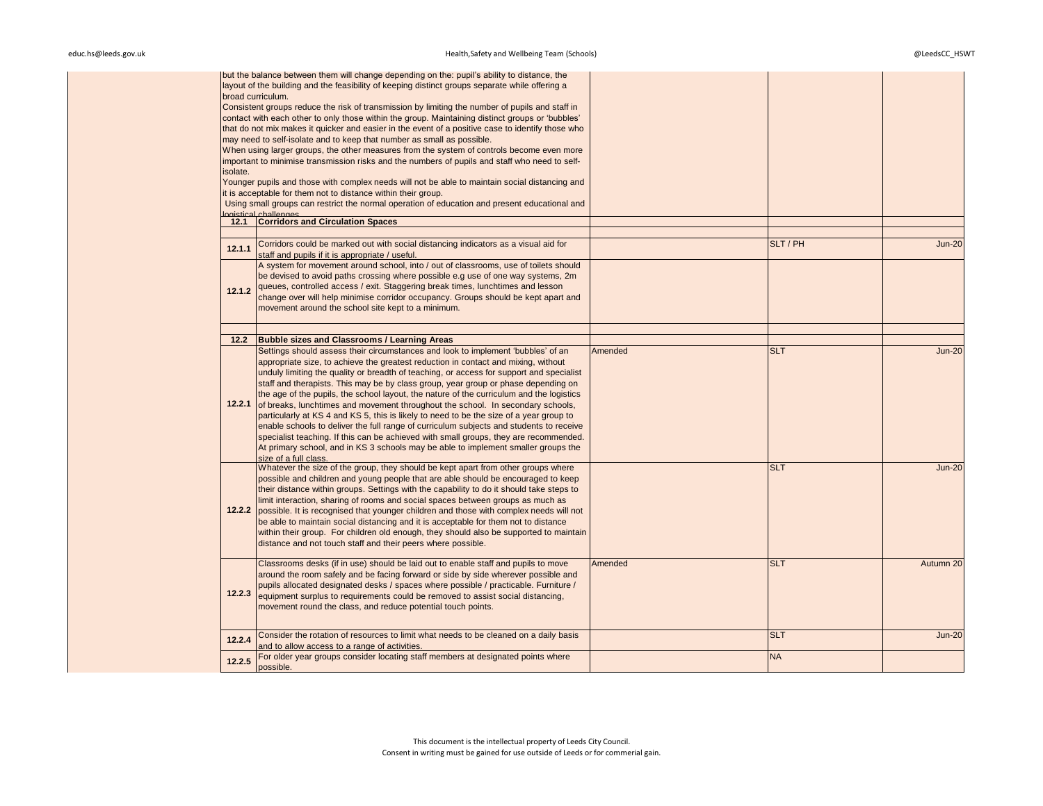| | | | | |
|---|---|---|---|---|
| | but the balance between them will change depending on the: pupil's ability to distance, the layout of the building and the feasibility of keeping distinct groups separate while offering a broad curriculum.<br>Consistent groups reduce the risk of transmission by limiting the number of pupils and staff in contact with each other to only those within the group. Maintaining distinct groups or 'bubbles' that do not mix makes it quicker and easier in the event of a positive case to identify those who may need to self-isolate and to keep that number as small as possible.<br>When using larger groups, the other measures from the system of controls become even more important to minimise transmission risks and the numbers of pupils and staff who need to self-isolate.<br>Younger pupils and those with complex needs will not be able to maintain social distancing and it is acceptable for them not to distance within their group.<br>Using small groups can restrict the normal operation of education and present educational and logistical challenges | | | |
| **12.1** | **Corridors and Circulation Spaces** | | | |
| | | | | |
| **12.1.1** | Corridors could be marked out with social distancing indicators as a visual aid for staff and pupils if it is appropriate / useful. | | SLT / PH | Jun-20 |
| **12.1.2** | A system for movement around school, into / out of classrooms, use of toilets should be devised to avoid paths crossing where possible e.g use of one way systems, 2m queues, controlled access / exit. Staggering break times, lunchtimes and lesson change over will help minimise corridor occupancy. Groups should be kept apart and movement around the school site kept to a minimum. | | | |
| | | | | |
| **12.2** | **Bubble sizes and Classrooms / Learning Areas** | | | |
| **12.2.1** | Settings should assess their circumstances and look to implement 'bubbles' of an appropriate size, to achieve the greatest reduction in contact and mixing, without unduly limiting the quality or breadth of teaching, or access for support and specialist staff and therapists. This may be by class group, year group or phase depending on the age of the pupils, the school layout, the nature of the curriculum and the logistics of breaks, lunchtimes and movement throughout the school. In secondary schools, particularly at KS 4 and KS 5, this is likely to need to be the size of a year group to enable schools to deliver the full range of curriculum subjects and students to receive specialist teaching. If this can be achieved with small groups, they are recommended. At primary school, and in KS 3 schools may be able to implement smaller groups the size of a full class. | Amended | SLT | Jun-20 |
| **12.2.2** | Whatever the size of the group, they should be kept apart from other groups where possible and children and young people that are able should be encouraged to keep their distance within groups. Settings with the capability to do it should take steps to limit interaction, sharing of rooms and social spaces between groups as much as possible. It is recognised that younger children and those with complex needs will not be able to maintain social distancing and it is acceptable for them not to distance within their group. For children old enough, they should also be supported to maintain distance and not touch staff and their peers where possible. | | SLT | Jun-20 |
| **12.2.3** | Classrooms desks (if in use) should be laid out to enable staff and pupils to move around the room safely and be facing forward or side by side wherever possible and pupils allocated designated desks / spaces where possible / practicable. Furniture / equipment surplus to requirements could be removed to assist social distancing, movement round the class, and reduce potential touch points. | Amended | SLT | Autumn 20 |
| **12.2.4** | Consider the rotation of resources to limit what needs to be cleaned on a daily basis and to allow access to a range of activities. | | SLT | Jun-20 |
| **12.2.5** | For older year groups consider locating staff members at designated points where possible. | | NA | |

This document is the intellectual property of Leeds City Council.
Consent in writing must be gained for use outside of Leeds or for commerial gain.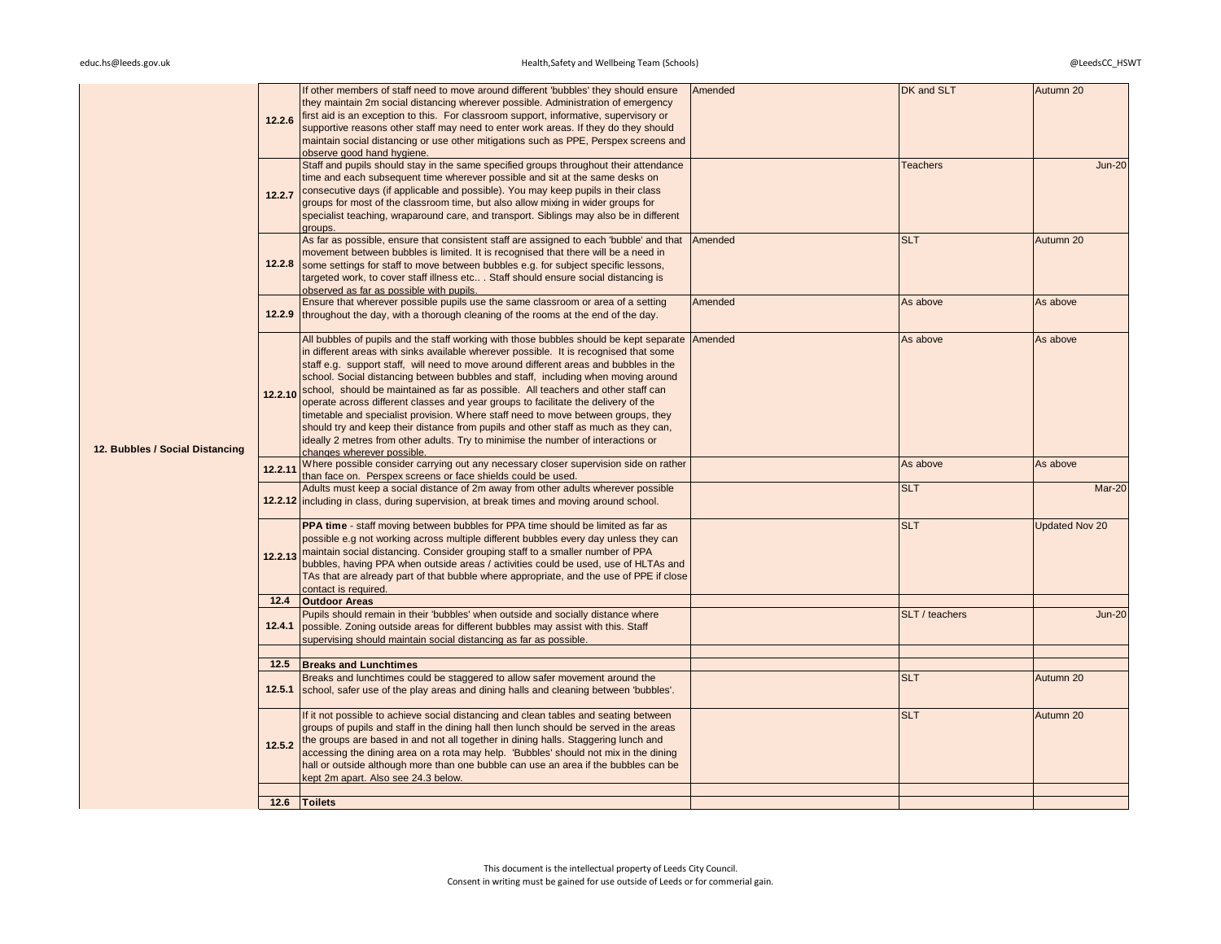| | | | | | |
|---|---|---|---|---|---|
| 12. Bubbles / Social Distancing | 12.2.6 | If other members of staff need to move around different 'bubbles' they should ensure they maintain 2m social distancing wherever possible. Administration of emergency first aid is an exception to this. For classroom support, informative, supervisory or supportive reasons other staff may need to enter work areas. If they do they should maintain social distancing or use other mitigations such as PPE, Perspex screens and observe good hand hygiene. | Amended | DK and SLT | Autumn 20 |
| | 12.2.7 | Staff and pupils should stay in the same specified groups throughout their attendance time and each subsequent time wherever possible and sit at the same desks on consecutive days (if applicable and possible). You may keep pupils in their class groups for most of the classroom time, but also allow mixing in wider groups for specialist teaching, wraparound care, and transport. Siblings may also be in different groups. | | Teachers | Jun-20 |
| | 12.2.8 | As far as possible, ensure that consistent staff are assigned to each 'bubble' and that movement between bubbles is limited. It is recognised that there will be a need in some settings for staff to move between bubbles e.g. for subject specific lessons, targeted work, to cover staff illness etc.. . Staff should ensure social distancing is observed as far as possible with pupils. | Amended | SLT | Autumn 20 |
| | 12.2.9 | Ensure that wherever possible pupils use the same classroom or area of a setting throughout the day, with a thorough cleaning of the rooms at the end of the day. | Amended | As above | As above |
| | 12.2.10 | All bubbles of pupils and the staff working with those bubbles should be kept separate in different areas with sinks available wherever possible. It is recognised that some staff e.g. support staff, will need to move around different areas and bubbles in the school. Social distancing between bubbles and staff, including when moving around school, should be maintained as far as possible. All teachers and other staff can operate across different classes and year groups to facilitate the delivery of the timetable and specialist provision. Where staff need to move between groups, they should try and keep their distance from pupils and other staff as much as they can, ideally 2 metres from other adults. Try to minimise the number of interactions or changes wherever possible. | Amended | As above | As above |
| | 12.2.11 | Where possible consider carrying out any necessary closer supervision side on rather than face on. Perspex screens or face shields could be used. | | As above | As above |
| | 12.2.12 | Adults must keep a social distance of 2m away from other adults wherever possible including in class, during supervision, at break times and moving around school. | | SLT | Mar-20 |
| | 12.2.13 | **PPA time** - staff moving between bubbles for PPA time should be limited as far as possible e.g not working across multiple different bubbles every day unless they can maintain social distancing. Consider grouping staff to a smaller number of PPA bubbles, having PPA when outside areas / activities could be used, use of HLTAs and TAs that are already part of that bubble where appropriate, and the use of PPE if close contact is required. | | SLT | Updated Nov 20 |
| | **12.4** | **Outdoor Areas** | | | |
| | 12.4.1 | Pupils should remain in their 'bubbles' when outside and socially distance where possible. Zoning outside areas for different bubbles may assist with this. Staff supervising should maintain social distancing as far as possible. | | SLT / teachers | Jun-20 |
| | | | | | |
| | **12.5** | **Breaks and Lunchtimes** | | | |
| | 12.5.1 | Breaks and lunchtimes could be staggered to allow safer movement around the school, safer use of the play areas and dining halls and cleaning between 'bubbles'. | | SLT | Autumn 20 |
| | 12.5.2 | If it not possible to achieve social distancing and clean tables and seating between groups of pupils and staff in the dining hall then lunch should be served in the areas the groups are based in and not all together in dining halls. Staggering lunch and accessing the dining area on a rota may help. 'Bubbles' should not mix in the dining hall or outside although more than one bubble can use an area if the bubbles can be kept 2m apart. Also see 24.3 below. | | SLT | Autumn 20 |
| | | | | | |
| | **12.6** | **Toilets** | | | |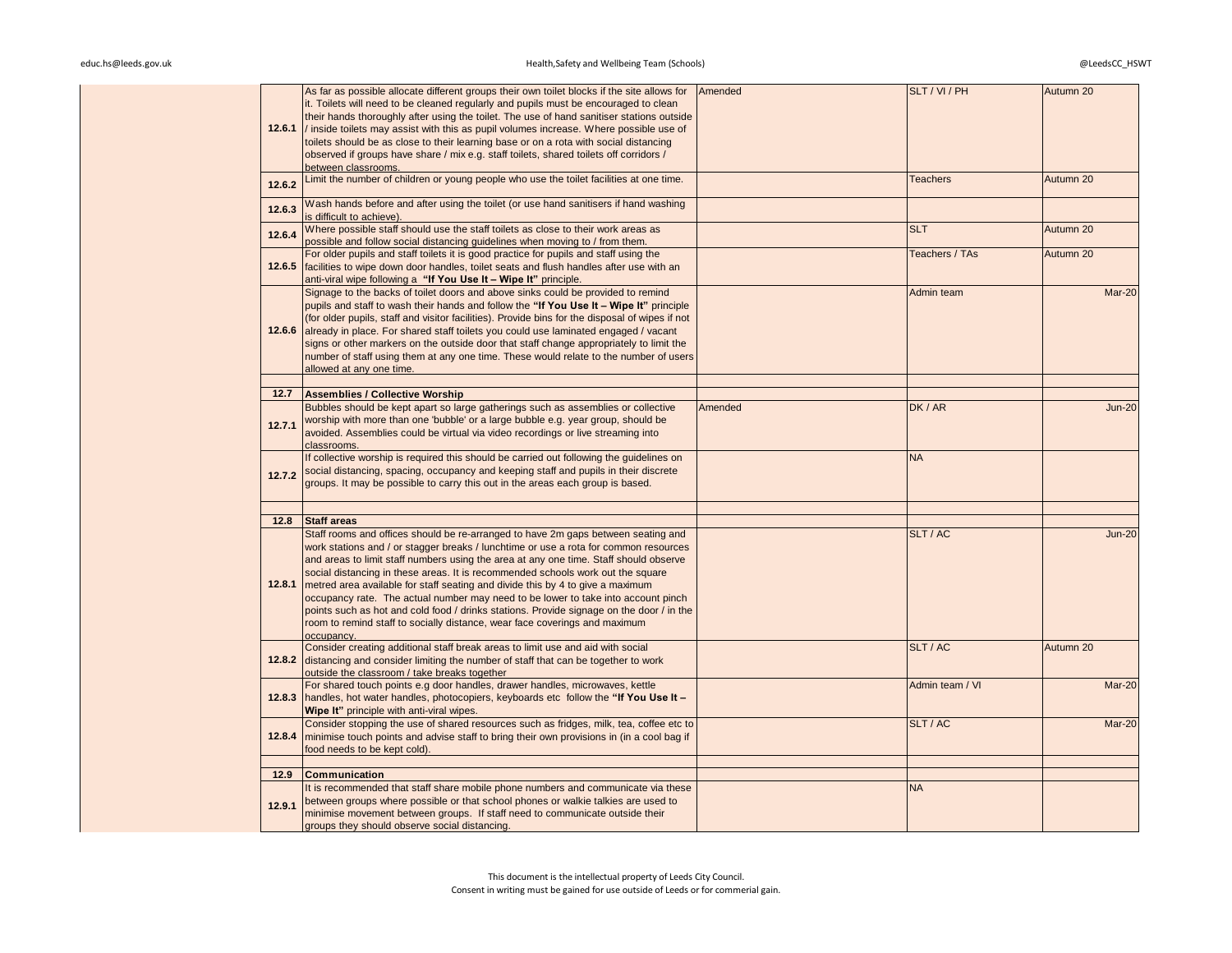| | | | | |
|---|---|---|---|---|
| 12.6.1 | As far as possible allocate different groups their own toilet blocks if the site allows for it. Toilets will need to be cleaned regularly and pupils must be encouraged to clean their hands thoroughly after using the toilet. The use of hand sanitiser stations outside / inside toilets may assist with this as pupil volumes increase. Where possible use of toilets should be as close to their learning base or on a rota with social distancing observed if groups have share / mix e.g. staff toilets, shared toilets off corridors / between classrooms. | Amended | SLT / VI / PH | Autumn 20 |
| 12.6.2 | Limit the number of children or young people who use the toilet facilities at one time. | | Teachers | Autumn 20 |
| 12.6.3 | Wash hands before and after using the toilet (or use hand sanitisers if hand washing is difficult to achieve). | | | |
| 12.6.4 | Where possible staff should use the staff toilets as close to their work areas as possible and follow social distancing guidelines when moving to / from them. | | SLT | Autumn 20 |
| 12.6.5 | For older pupils and staff toilets it is good practice for pupils and staff using the facilities to wipe down door handles, toilet seats and flush handles after use with an anti-viral wipe following a **"If You Use It – Wipe It"** principle. | | Teachers / TAs | Autumn 20 |
| 12.6.6 | Signage to the backs of toilet doors and above sinks could be provided to remind pupils and staff to wash their hands and follow the **"If You Use It – Wipe It"** principle (for older pupils, staff and visitor facilities). Provide bins for the disposal of wipes if not already in place. For shared staff toilets you could use laminated engaged / vacant signs or other markers on the outside door that staff change appropriately to limit the number of staff using them at any one time. These would relate to the number of users allowed at any one time. | | Admin team | Mar-20 |
| | | | | |
| **12.7** | **Assemblies / Collective Worship** | | | |
| 12.7.1 | Bubbles should be kept apart so large gatherings such as assemblies or collective worship with more than one 'bubble' or a large bubble e.g. year group, should be avoided. Assemblies could be virtual via video recordings or live streaming into classrooms. | Amended | DK / AR | Jun-20 |
| 12.7.2 | If collective worship is required this should be carried out following the guidelines on social distancing, spacing, occupancy and keeping staff and pupils in their discrete groups. It may be possible to carry this out in the areas each group is based. | | NA | |
| | | | | |
| **12.8** | **Staff areas** | | | |
| 12.8.1 | Staff rooms and offices should be re-arranged to have 2m gaps between seating and work stations and / or stagger breaks / lunchtime or use a rota for common resources and areas to limit staff numbers using the area at any one time. Staff should observe social distancing in these areas. It is recommended schools work out the square metred area available for staff seating and divide this by 4 to give a maximum occupancy rate. The actual number may need to be lower to take into account pinch points such as hot and cold food / drinks stations. Provide signage on the door / in the room to remind staff to socially distance, wear face coverings and maximum occupancy. | | SLT / AC | Jun-20 |
| 12.8.2 | Consider creating additional staff break areas to limit use and aid with social distancing and consider limiting the number of staff that can be together to work outside the classroom / take breaks together | | SLT / AC | Autumn 20 |
| 12.8.3 | For shared touch points e.g door handles, drawer handles, microwaves, kettle handles, hot water handles, photocopiers, keyboards etc follow the **"If You Use It – Wipe It"** principle with anti-viral wipes. | | Admin team / VI | Mar-20 |
| 12.8.4 | Consider stopping the use of shared resources such as fridges, milk, tea, coffee etc to minimise touch points and advise staff to bring their own provisions in (in a cool bag if food needs to be kept cold). | | SLT / AC | Mar-20 |
| | | | | |
| **12.9** | **Communication** | | | |
| 12.9.1 | It is recommended that staff share mobile phone numbers and communicate via these between groups where possible or that school phones or walkie talkies are used to minimise movement between groups. If staff need to communicate outside their groups they should observe social distancing. | | NA | |

This document is the intellectual property of Leeds City Council.
Consent in writing must be gained for use outside of Leeds or for commerial gain.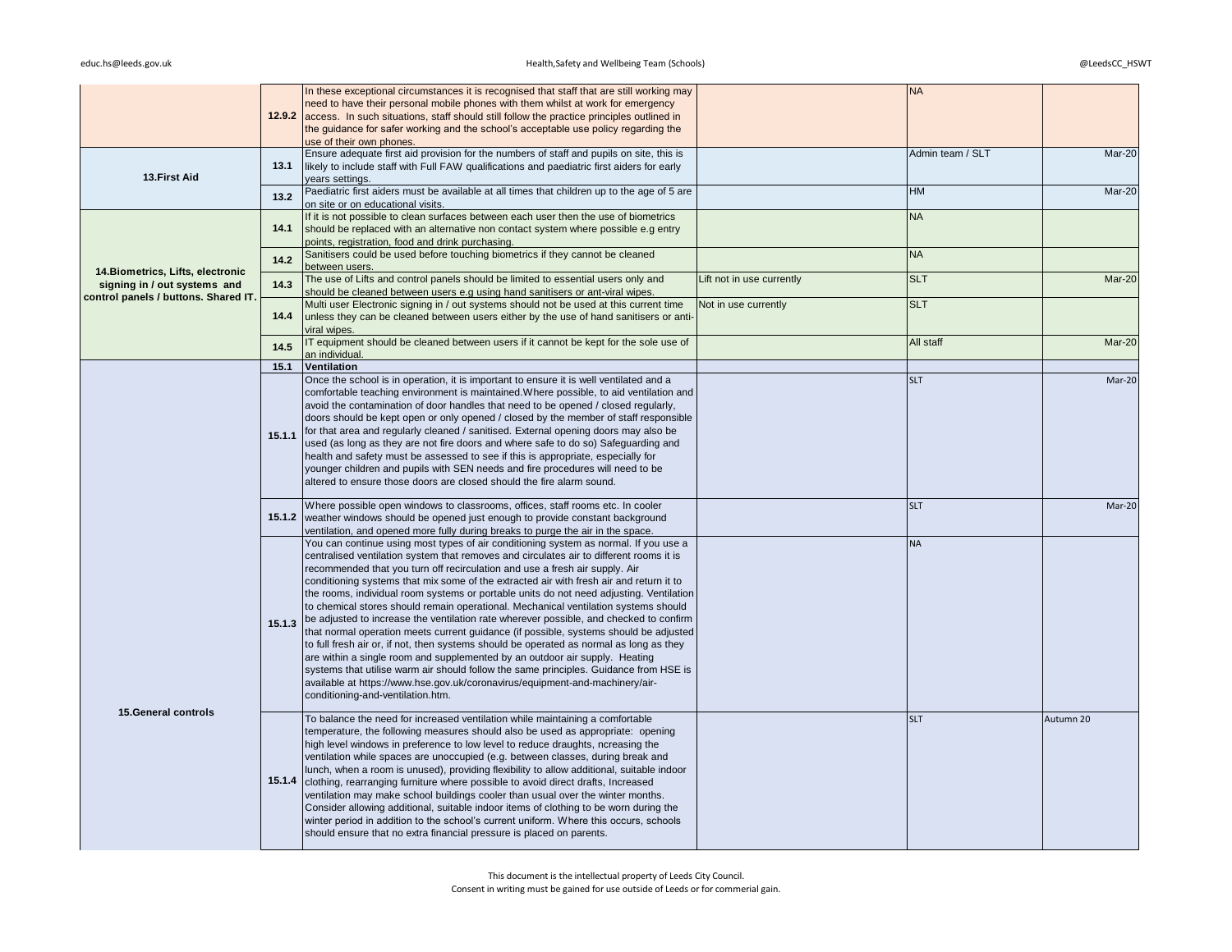| | | | | | |
|---|---|---|---|---|---|
| | 12.9.2 | In these exceptional circumstances it is recognised that staff that are still working may need to have their personal mobile phones with them whilst at work for emergency access. In such situations, staff should still follow the practice principles outlined in the guidance for safer working and the school's acceptable use policy regarding the use of their own phones. | | NA | |
| **13.First Aid** | 13.1 | Ensure adequate first aid provision for the numbers of staff and pupils on site, this is likely to include staff with Full FAW qualifications and paediatric first aiders for early years settings. | | Admin team / SLT | Mar-20 |
| | 13.2 | Paediatric first aiders must be available at all times that children up to the age of 5 are on site or on educational visits. | | HM | Mar-20 |
| **14.Biometrics, Lifts, electronic signing in / out systems and control panels / buttons. Shared IT.** | 14.1 | If it is not possible to clean surfaces between each user then the use of biometrics should be replaced with an alternative non contact system where possible e.g entry points, registration, food and drink purchasing. | | NA | |
| | 14.2 | Sanitisers could be used before touching biometrics if they cannot be cleaned between users. | | NA | |
| | 14.3 | The use of Lifts and control panels should be limited to essential users only and should be cleaned between users e.g using hand sanitisers or ant-viral wipes. | Lift not in use currently | SLT | Mar-20 |
| | 14.4 | Multi user Electronic signing in / out systems should not be used at this current time unless they can be cleaned between users either by the use of hand sanitisers or anti-viral wipes. | Not in use currently | SLT | |
| | 14.5 | IT equipment should be cleaned between users if it cannot be kept for the sole use of an individual. | | All staff | Mar-20 |
| **15.General controls** | 15.1 | **Ventilation** | | | |
| | 15.1.1 | Once the school is in operation, it is important to ensure it is well ventilated and a comfortable teaching environment is maintained.Where possible, to aid ventilation and avoid the contamination of door handles that need to be opened / closed regularly, doors should be kept open or only opened / closed by the member of staff responsible for that area and regularly cleaned / sanitised. External opening doors may also be used (as long as they are not fire doors and where safe to do so) Safeguarding and health and safety must be assessed to see if this is appropriate, especially for younger children and pupils with SEN needs and fire procedures will need to be altered to ensure those doors are closed should the fire alarm sound. | | SLT | Mar-20 |
| | 15.1.2 | Where possible open windows to classrooms, offices, staff rooms etc. In cooler weather windows should be opened just enough to provide constant background ventilation, and opened more fully during breaks to purge the air in the space. | | SLT | Mar-20 |
| | 15.1.3 | You can continue using most types of air conditioning system as normal. If you use a centralised ventilation system that removes and circulates air to different rooms it is recommended that you turn off recirculation and use a fresh air supply. Air conditioning systems that mix some of the extracted air with fresh air and return it to the rooms, individual room systems or portable units do not need adjusting. Ventilation to chemical stores should remain operational. Mechanical ventilation systems should be adjusted to increase the ventilation rate wherever possible, and checked to confirm that normal operation meets current guidance (if possible, systems should be adjusted to full fresh air or, if not, then systems should be operated as normal as long as they are within a single room and supplemented by an outdoor air supply. Heating systems that utilise warm air should follow the same principles. Guidance from HSE is available at https://www.hse.gov.uk/coronavirus/equipment-and-machinery/air-conditioning-and-ventilation.htm. | | NA | |
| | 15.1.4 | To balance the need for increased ventilation while maintaining a comfortable temperature, the following measures should also be used as appropriate: opening high level windows in preference to low level to reduce draughts, ncreasing the ventilation while spaces are unoccupied (e.g. between classes, during break and lunch, when a room is unused), providing flexibility to allow additional, suitable indoor clothing, rearranging furniture where possible to avoid direct drafts, Increased ventilation may make school buildings cooler than usual over the winter months. Consider allowing additional, suitable indoor items of clothing to be worn during the winter period in addition to the school's current uniform. Where this occurs, schools should ensure that no extra financial pressure is placed on parents. | | SLT | Autumn 20 |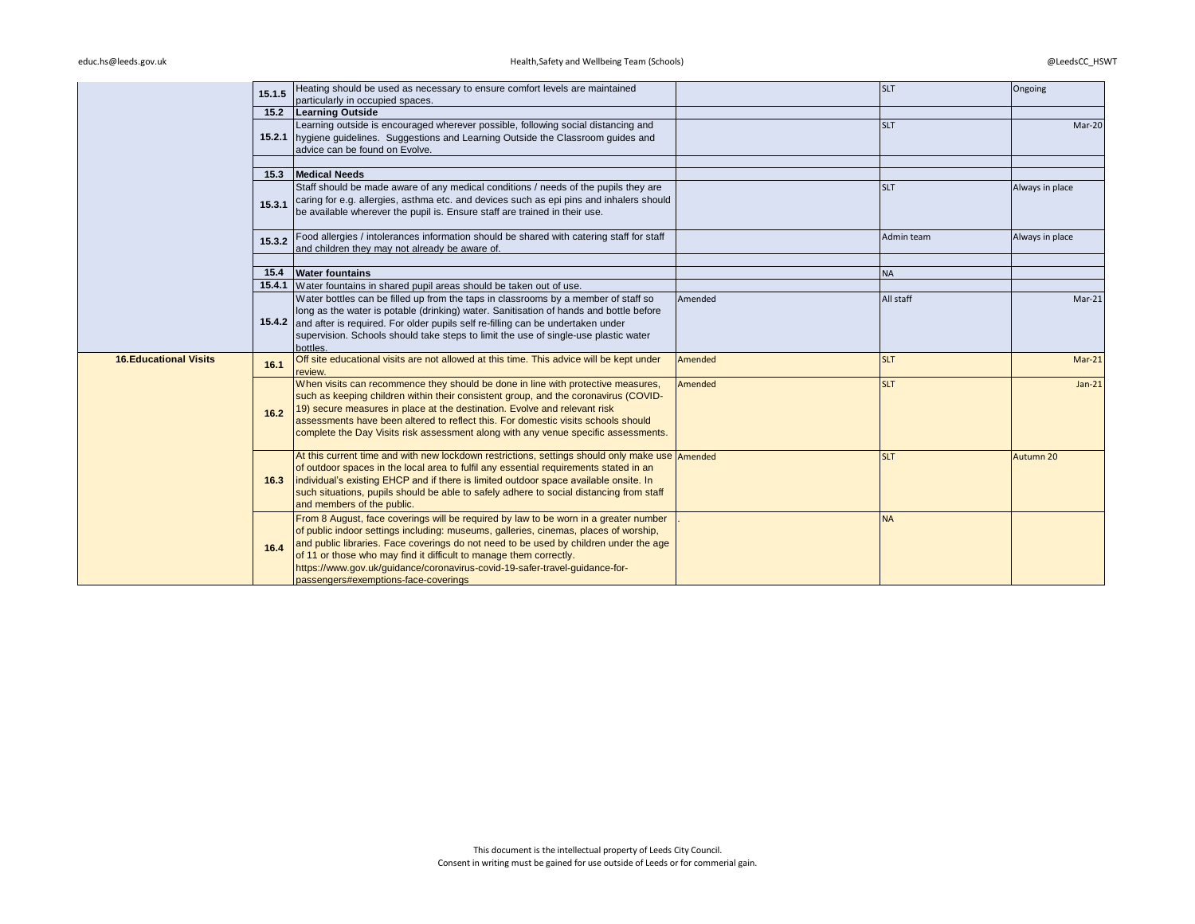| | | | | | |
|---|---|---|---|---|---|
| | 15.1.5 | Heating should be used as necessary to ensure comfort levels are maintained particularly in occupied spaces. | | SLT | Ongoing |
| | **15.2** | **Learning Outside** | | | |
| | 15.2.1 | Learning outside is encouraged wherever possible, following social distancing and hygiene guidelines. Suggestions and Learning Outside the Classroom guides and advice can be found on Evolve. | | SLT | Mar-20 |
| | | | | | |
| | **15.3** | **Medical Needs** | | | |
| | 15.3.1 | Staff should be made aware of any medical conditions / needs of the pupils they are caring for e.g. allergies, asthma etc. and devices such as epi pins and inhalers should be available wherever the pupil is. Ensure staff are trained in their use. | | SLT | Always in place |
| | 15.3.2 | Food allergies / intolerances information should be shared with catering staff for staff and children they may not already be aware of. | | Admin team | Always in place |
| | | | | | |
| | **15.4** | **Water fountains** | | NA | |
| | 15.4.1 | Water fountains in shared pupil areas should be taken out of use. | | | |
| | 15.4.2 | Water bottles can be filled up from the taps in classrooms by a member of staff so long as the water is potable (drinking) water. Sanitisation of hands and bottle before and after is required. For older pupils self re-filling can be undertaken under supervision. Schools should take steps to limit the use of single-use plastic water bottles. | Amended | All staff | Mar-21 |
| **16.Educational Visits** | 16.1 | Off site educational visits are not allowed at this time. This advice will be kept under review. | Amended | SLT | Mar-21 |
| | 16.2 | When visits can recommence they should be done in line with protective measures, such as keeping children within their consistent group, and the coronavirus (COVID-19) secure measures in place at the destination. Evolve and relevant risk assessments have been altered to reflect this. For domestic visits schools should complete the Day Visits risk assessment along with any venue specific assessments. | Amended | SLT | Jan-21 |
| | 16.3 | At this current time and with new lockdown restrictions, settings should only make use of outdoor spaces in the local area to fulfil any essential requirements stated in an individual's existing EHCP and if there is limited outdoor space available onsite. In such situations, pupils should be able to safely adhere to social distancing from staff and members of the public. | Amended | SLT | Autumn 20 |
| | 16.4 | From 8 August, face coverings will be required by law to be worn in a greater number of public indoor settings including: museums, galleries, cinemas, places of worship, and public libraries. Face coverings do not need to be used by children under the age of 11 or those who may find it difficult to manage them correctly. https://www.gov.uk/guidance/coronavirus-covid-19-safer-travel-guidance-for-passengers#exemptions-face-coverings | . | NA | |

This document is the intellectual property of Leeds City Council.
Consent in writing must be gained for use outside of Leeds or for commerial gain.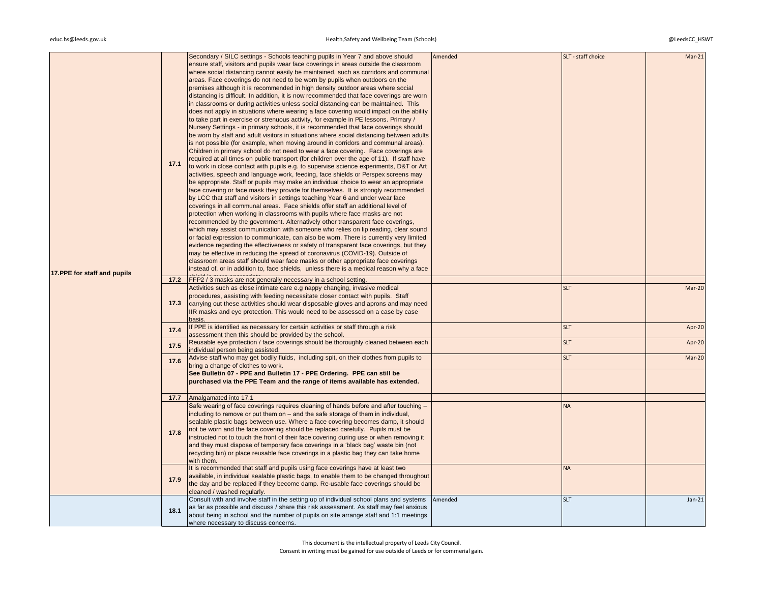| | | | | | |
|---|---|---|---|---|---|
| 17.PPE for staff and pupils | 17.1 | Secondary / SILC settings - Schools teaching pupils in Year 7 and above should ensure staff, visitors and pupils wear face coverings in areas outside the classroom where social distancing cannot easily be maintained, such as corridors and communal areas. Face coverings do not need to be worn by pupils when outdoors on the premises although it is recommended in high density outdoor areas where social distancing is difficult. In addition, it is now recommended that face coverings are worn in classrooms or during activities unless social distancing can be maintained. This does not apply in situations where wearing a face covering would impact on the ability to take part in exercise or strenuous activity, for example in PE lessons. Primary / Nursery Settings - in primary schools, it is recommended that face coverings should be worn by staff and adult visitors in situations where social distancing between adults is not possible (for example, when moving around in corridors and communal areas). Children in primary school do not need to wear a face covering. Face coverings are required at all times on public transport (for children over the age of 11). If staff have to work in close contact with pupils e.g. to supervise science experiments, D&T or Art activities, speech and language work, feeding, face shields or Perspex screens may be appropriate. Staff or pupils may make an individual choice to wear an appropriate face covering or face mask they provide for themselves. It is strongly recommended by LCC that staff and visitors in settings teaching Year 6 and under wear face coverings in all communal areas. Face shields offer staff an additional level of protection when working in classrooms with pupils where face masks are not recommended by the government. Alternatively other transparent face coverings, which may assist communication with someone who relies on lip reading, clear sound or facial expression to communicate, can also be worn. There is currently very limited evidence regarding the effectiveness or safety of transparent face coverings, but they may be effective in reducing the spread of coronavirus (COVID-19). Outside of classroom areas staff should wear face masks or other appropriate face coverings instead of, or in addition to, face shields, unless there is a medical reason why a face shield is more appropriate. | Amended | SLT - staff choice | Mar-21 |
| | 17.2 | FFP2 / 3 masks are not generally necessary in a school setting. | | | |
| | 17.3 | Activities such as close intimate care e.g nappy changing, invasive medical procedures, assisting with feeding necessitate closer contact with pupils. Staff carrying out these activities should wear disposable gloves and aprons and may need IIR masks and eye protection. This would need to be assessed on a case by case basis. | | SLT | Mar-20 |
| | 17.4 | If PPE is identified as necessary for certain activities or staff through a risk assessment then this should be provided by the school. | | SLT | Apr-20 |
| | 17.5 | Reusable eye protection / face coverings should be thoroughly cleaned between each individual person being assisted. | | SLT | Apr-20 |
| | 17.6 | Advise staff who may get bodily fluids, including spit, on their clothes from pupils to bring a change of clothes to work. | | SLT | Mar-20 |
| | | **See Bulletin 07 - PPE and Bulletin 17 - PPE Ordering. PPE can still be purchased via the PPE Team and the range of items available has extended.** | | | |
| | 17.7 | Amalgamated into 17.1 | | | |
| | 17.8 | Safe wearing of face coverings requires cleaning of hands before and after touching – including to remove or put them on – and the safe storage of them in individual, sealable plastic bags between use. Where a face covering becomes damp, it should not be worn and the face covering should be replaced carefully. Pupils must be instructed not to touch the front of their face covering during use or when removing it and they must dispose of temporary face coverings in a 'black bag' waste bin (not recycling bin) or place reusable face coverings in a plastic bag they can take home with them. | | NA | |
| | 17.9 | It is recommended that staff and pupils using face coverings have at least two available, in individual sealable plastic bags, to enable them to be changed throughout the day and be replaced if they become damp. Re-usable face coverings should be cleaned / washed regularly. | | NA | |
| | 18.1 | Consult with and involve staff in the setting up of individual school plans and systems as far as possible and discuss / share this risk assessment. As staff may feel anxious about being in school and the number of pupils on site arrange staff and 1:1 meetings where necessary to discuss concerns. | Amended | SLT | Jan-21 |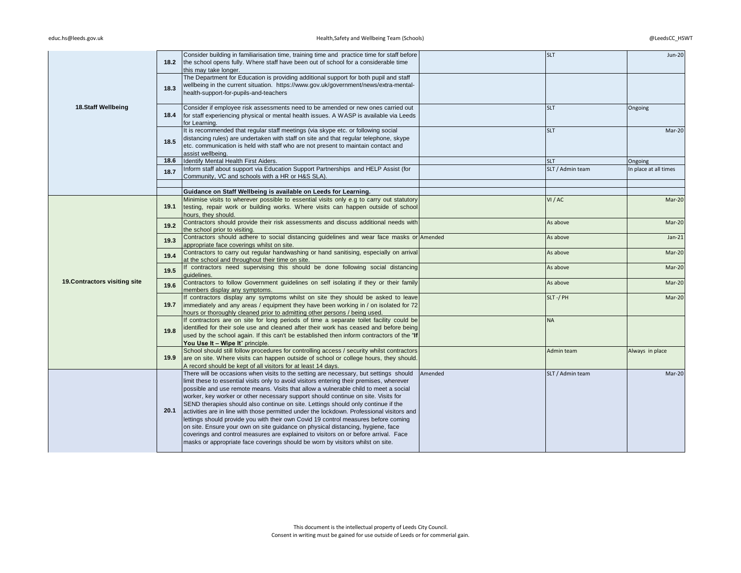| | | | | | |
|---|---|---|---|---|---|
| **18.Staff Wellbeing** | **18.2** | Consider building in familiarisation time, training time and practice time for staff before the school opens fully. Where staff have been out of school for a considerable time this may take longer. | | SLT | Jun-20 |
| | **18.3** | The Department for Education is providing additional support for both pupil and staff wellbeing in the current situation. https://www.gov.uk/government/news/extra-mental-health-support-for-pupils-and-teachers | | | |
| | **18.4** | Consider if employee risk assessments need to be amended or new ones carried out for staff experiencing physical or mental health issues. A WASP is available via Leeds for Learning. | | SLT | Ongoing |
| | **18.5** | It is recommended that regular staff meetings (via skype etc. or following social distancing rules) are undertaken with staff on site and that regular telephone, skype etc. communication is held with staff who are not present to maintain contact and assist wellbeing. | | SLT | Mar-20 |
| | **18.6** | Identify Mental Health First Aiders. | | SLT | Ongoing |
| | **18.7** | Inform staff about support via Education Support Partnerships and HELP Assist (for Community, VC and schools with a HR or H&S SLA). | | SLT / Admin team | In place at all times |
| | | | | | |
| | | **Guidance on Staff Wellbeing is available on Leeds for Learning.** | | | |
| **19.Contractors visiting site** | **19.1** | Minimise visits to wherever possible to essential visits only e.g to carry out statutory testing, repair work or building works. Where visits can happen outside of school hours, they should. | | VI / AC | Mar-20 |
| | **19.2** | Contractors should provide their risk assessments and discuss additional needs with the school prior to visiting. | | As above | Mar-20 |
| | **19.3** | Contractors should adhere to social distancing guidelines and wear face masks or appropriate face coverings whilst on site. | Amended | As above | Jan-21 |
| | **19.4** | Contractors to carry out regular handwashing or hand sanitising, especially on arrival at the school and throughout their time on site. | | As above | Mar-20 |
| | **19.5** | If contractors need supervising this should be done following social distancing guidelines. | | As above | Mar-20 |
| | **19.6** | Contractors to follow Government guidelines on self isolating if they or their family members display any symptoms. | | As above | Mar-20 |
| | **19.7** | If contractors display any symptoms whilst on site they should be asked to leave immediately and any areas / equipment they have been working in / on isolated for 72 hours or thoroughly cleaned prior to admitting other persons / being used. | | SLT -/ PH | Mar-20 |
| | **19.8** | If contractors are on site for long periods of time a separate toilet facility could be identified for their sole use and cleaned after their work has ceased and before being used by the school again. If this can't be established then inform contractors of the "**If You Use It – Wipe It**" principle. | | NA | |
| | **19.9** | School should still follow procedures for controlling access / security whilst contractors are on site. Where visits can happen outside of school or college hours, they should. A record should be kept of all visitors for at least 14 days. | | Admin team | Always in place |
| | **20.1** | There will be occasions when visits to the setting are necessary, but settings should limit these to essential visits only to avoid visitors entering their premises, wherever possible and use remote means. Visits that allow a vulnerable child to meet a social worker, key worker or other necessary support should continue on site. Visits for SEND therapies should also continue on site. Lettings should only continue if the activities are in line with those permitted under the lockdown. Professional visitors and lettings should provide you with their own Covid 19 control measures before coming on site. Ensure your own on site guidance on physical distancing, hygiene, face coverings and control measures are explained to visitors on or before arrival. Face masks or appropriate face coverings should be worn by visitors whilst on site. | Amended | SLT / Admin team | Mar-20 |

This document is the intellectual property of Leeds City Council.
Consent in writing must be gained for use outside of Leeds or for commerial gain.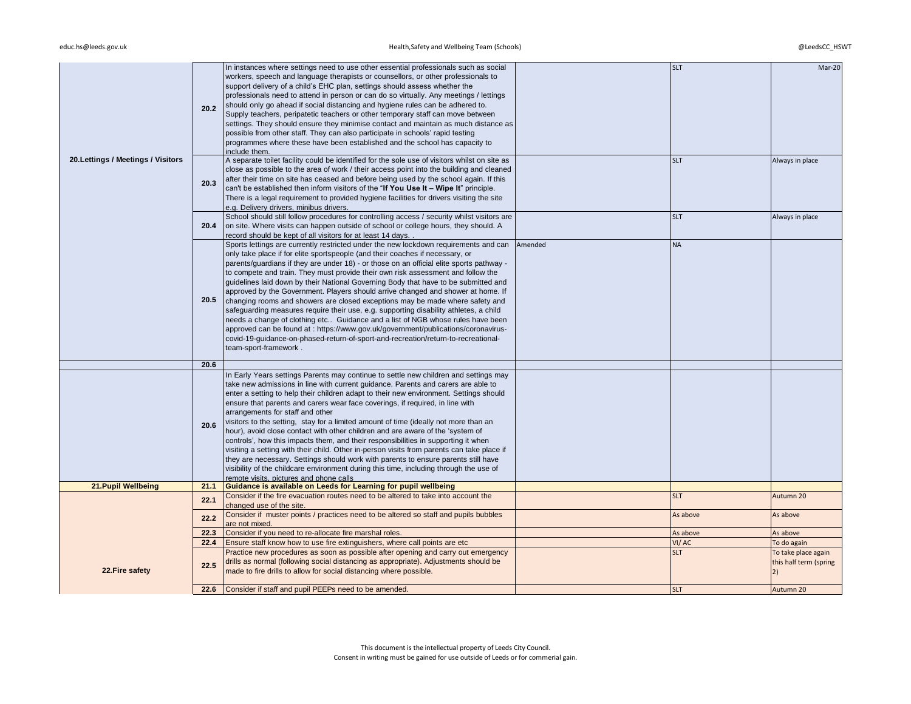| | | | | | |
|---|---|---|---|---|---|
| 20.Lettings / Meetings / Visitors | 20.2 | In instances where settings need to use other essential professionals such as social workers, speech and language therapists or counsellors, or other professionals to support delivery of a child's EHC plan, settings should assess whether the professionals need to attend in person or can do so virtually. Any meetings / lettings should only go ahead if social distancing and hygiene rules can be adhered to. Supply teachers, peripatetic teachers or other temporary staff can move between settings. They should ensure they minimise contact and maintain as much distance as possible from other staff. They can also participate in schools' rapid testing programmes where these have been established and the school has capacity to include them. | | SLT | Mar-20 |
| | 20.3 | A separate toilet facility could be identified for the sole use of visitors whilst on site as close as possible to the area of work / their access point into the building and cleaned after their time on site has ceased and before being used by the school again. If this can't be established then inform visitors of the "**If You Use It – Wipe It**" principle. There is a legal requirement to provided hygiene facilities for drivers visiting the site e.g. Delivery drivers, minibus drivers. | | SLT | Always in place |
| | 20.4 | School should still follow procedures for controlling access / security whilst visitors are on site. Where visits can happen outside of school or college hours, they should. A record should be kept of all visitors for at least 14 days. . | | SLT | Always in place |
| | 20.5 | Sports lettings are currently restricted under the new lockdown requirements and can only take place if for elite sportspeople (and their coaches if necessary, or parents/guardians if they are under 18) - or those on an official elite sports pathway - to compete and train. They must provide their own risk assessment and follow the guidelines laid down by their National Governing Body that have to be submitted and approved by the Government. Players should arrive changed and shower at home. If changing rooms and showers are closed exceptions may be made where safety and safeguarding measures require their use, e.g. supporting disability athletes, a child needs a change of clothing etc.. Guidance and a list of NGB whose rules have been approved can be found at : https://www.gov.uk/government/publications/coronavirus-covid-19-guidance-on-phased-return-of-sport-and-recreation/return-to-recreational-team-sport-framework . | Amended | NA | |
| | 20.6 | | | | |
| | 20.6 | In Early Years settings Parents may continue to settle new children and settings may take new admissions in line with current guidance. Parents and carers are able to enter a setting to help their children adapt to their new environment. Settings should ensure that parents and carers wear face coverings, if required, in line with arrangements for staff and other visitors to the setting, stay for a limited amount of time (ideally not more than an hour), avoid close contact with other children and are aware of the 'system of controls', how this impacts them, and their responsibilities in supporting it when visiting a setting with their child. Other in-person visits from parents can take place if they are necessary. Settings should work with parents to ensure parents still have visibility of the childcare environment during this time, including through the use of remote visits, pictures and phone calls | | | |
| **21.Pupil Wellbeing** | **21.1** | **Guidance is available on Leeds for Learning for pupil wellbeing** | | | |
| 22.Fire safety | 22.1 | Consider if the fire evacuation routes need to be altered to take into account the changed use of the site. | | SLT | Autumn 20 |
| | 22.2 | Consider if muster points / practices need to be altered so staff and pupils bubbles are not mixed. | | As above | As above |
| | 22.3 | Consider if you need to re-allocate fire marshal roles. | | As above | As above |
| | 22.4 | Ensure staff know how to use fire extinguishers, where call points are etc | | VI/ AC | To do again |
| | 22.5 | Practice new procedures as soon as possible after opening and carry out emergency drills as normal (following social distancing as appropriate). Adjustments should be made to fire drills to allow for social distancing where possible. | | SLT | To take place again this half term (spring 2) |
| | 22.6 | Consider if staff and pupil PEEPs need to be amended. | | SLT | Autumn 20 |

This document is the intellectual property of Leeds City Council.
Consent in writing must be gained for use outside of Leeds or for commerial gain.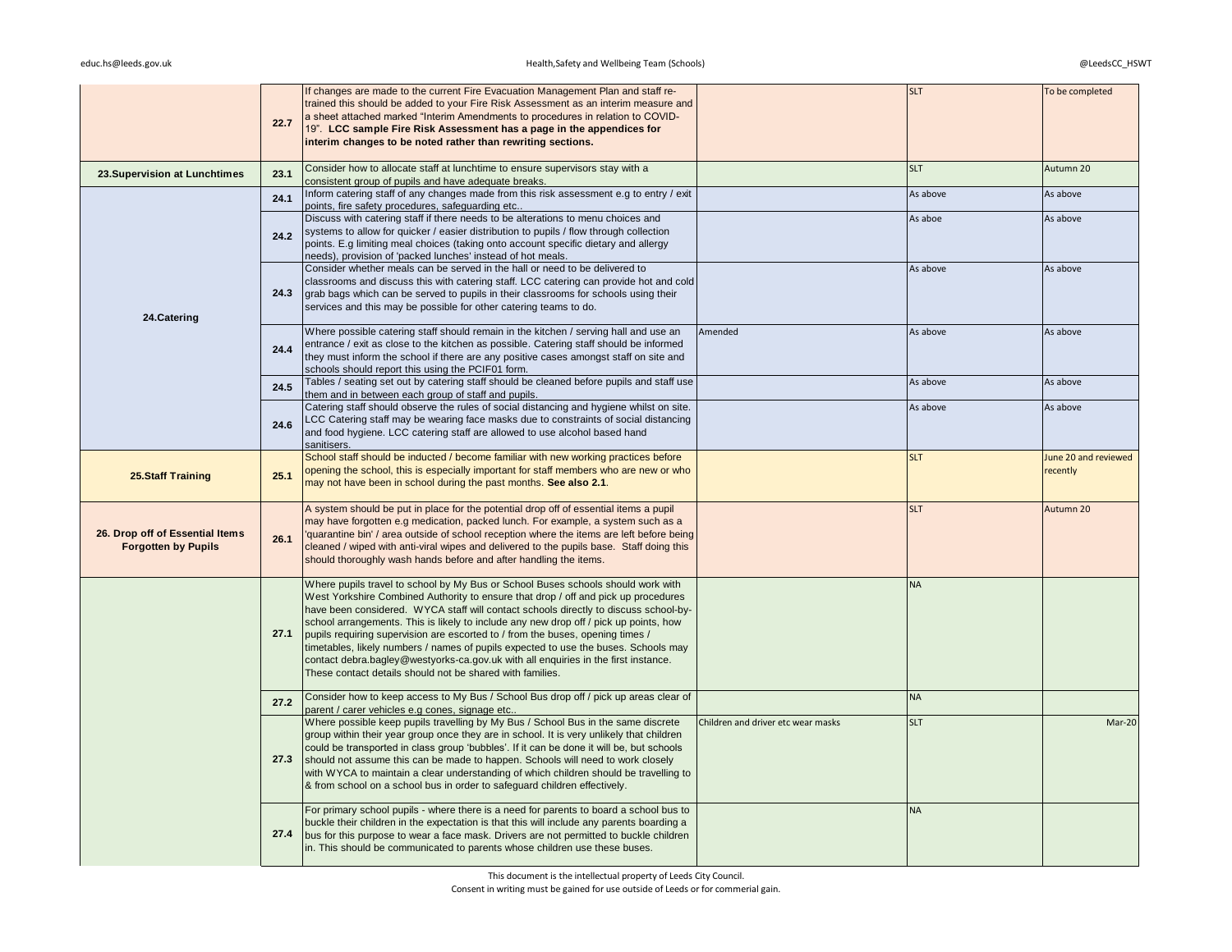| | | | | | |
|---|---|---|---|---|---|
| | 22.7 | If changes are made to the current Fire Evacuation Management Plan and staff re-trained this should be added to your Fire Risk Assessment as an interim measure and a sheet attached marked "Interim Amendments to procedures in relation to COVID-19". **LCC sample Fire Risk Assessment has a page in the appendices for interim changes to be noted rather than rewriting sections.** | | SLT | To be completed |
| **23.Supervision at Lunchtimes** | 23.1 | Consider how to allocate staff at lunchtime to ensure supervisors stay with a consistent group of pupils and have adequate breaks. | | SLT | Autumn 20 |
| **24.Catering** | 24.1 | Inform catering staff of any changes made from this risk assessment e.g to entry / exit points, fire safety procedures, safeguarding etc.. | | As above | As above |
| | 24.2 | Discuss with catering staff if there needs to be alterations to menu choices and systems to allow for quicker / easier distribution to pupils / flow through collection points. E.g limiting meal choices (taking onto account specific dietary and allergy needs), provision of 'packed lunches' instead of hot meals. | | As aboe | As above |
| | 24.3 | Consider whether meals can be served in the hall or need to be delivered to classrooms and discuss this with catering staff. LCC catering can provide hot and cold grab bags which can be served to pupils in their classrooms for schools using their services and this may be possible for other catering teams to do. | | As above | As above |
| | 24.4 | Where possible catering staff should remain in the kitchen / serving hall and use an entrance / exit as close to the kitchen as possible. Catering staff should be informed they must inform the school if there are any positive cases amongst staff on site and schools should report this using the PCIF01 form. | Amended | As above | As above |
| | 24.5 | Tables / seating set out by catering staff should be cleaned before pupils and staff use them and in between each group of staff and pupils. | | As above | As above |
| | 24.6 | Catering staff should observe the rules of social distancing and hygiene whilst on site. LCC Catering staff may be wearing face masks due to constraints of social distancing and food hygiene. LCC catering staff are allowed to use alcohol based hand sanitisers. | | As above | As above |
| **25.Staff Training** | 25.1 | School staff should be inducted / become familiar with new working practices before opening the school, this is especially important for staff members who are new or who may not have been in school during the past months. **See also 2.1**. | | SLT | June 20 and reviewed recently |
| **26. Drop off of Essential Items Forgotten by Pupils** | 26.1 | A system should be put in place for the potential drop off of essential items a pupil may have forgotten e.g medication, packed lunch. For example, a system such as a 'quarantine bin' / area outside of school reception where the items are left before being cleaned / wiped with anti-viral wipes and delivered to the pupils base. Staff doing this should thoroughly wash hands before and after handling the items. | | SLT | Autumn 20 |
| | 27.1 | Where pupils travel to school by My Bus or School Buses schools should work with West Yorkshire Combined Authority to ensure that drop / off and pick up procedures have been considered. WYCA staff will contact schools directly to discuss school-by-school arrangements. This is likely to include any new drop off / pick up points, how pupils requiring supervision are escorted to / from the buses, opening times / timetables, likely numbers / names of pupils expected to use the buses. Schools may contact debra.bagley@westyorks-ca.gov.uk with all enquiries in the first instance. These contact details should not be shared with families. | | NA | |
| | 27.2 | Consider how to keep access to My Bus / School Bus drop off / pick up areas clear of parent / carer vehicles e.g cones, signage etc.. | | NA | |
| | 27.3 | Where possible keep pupils travelling by My Bus / School Bus in the same discrete group within their year group once they are in school. It is very unlikely that children could be transported in class group 'bubbles'. If it can be done it will be, but schools should not assume this can be made to happen. Schools will need to work closely with WYCA to maintain a clear understanding of which children should be travelling to & from school on a school bus in order to safeguard children effectively. | Children and driver etc wear masks | SLT | Mar-20 |
| | 27.4 | For primary school pupils - where there is a need for parents to board a school bus to buckle their children in the expectation is that this will include any parents boarding a bus for this purpose to wear a face mask. Drivers are not permitted to buckle children in. This should be communicated to parents whose children use these buses. | | NA | |

This document is the intellectual property of Leeds City Council.
Consent in writing must be gained for use outside of Leeds or for commerial gain.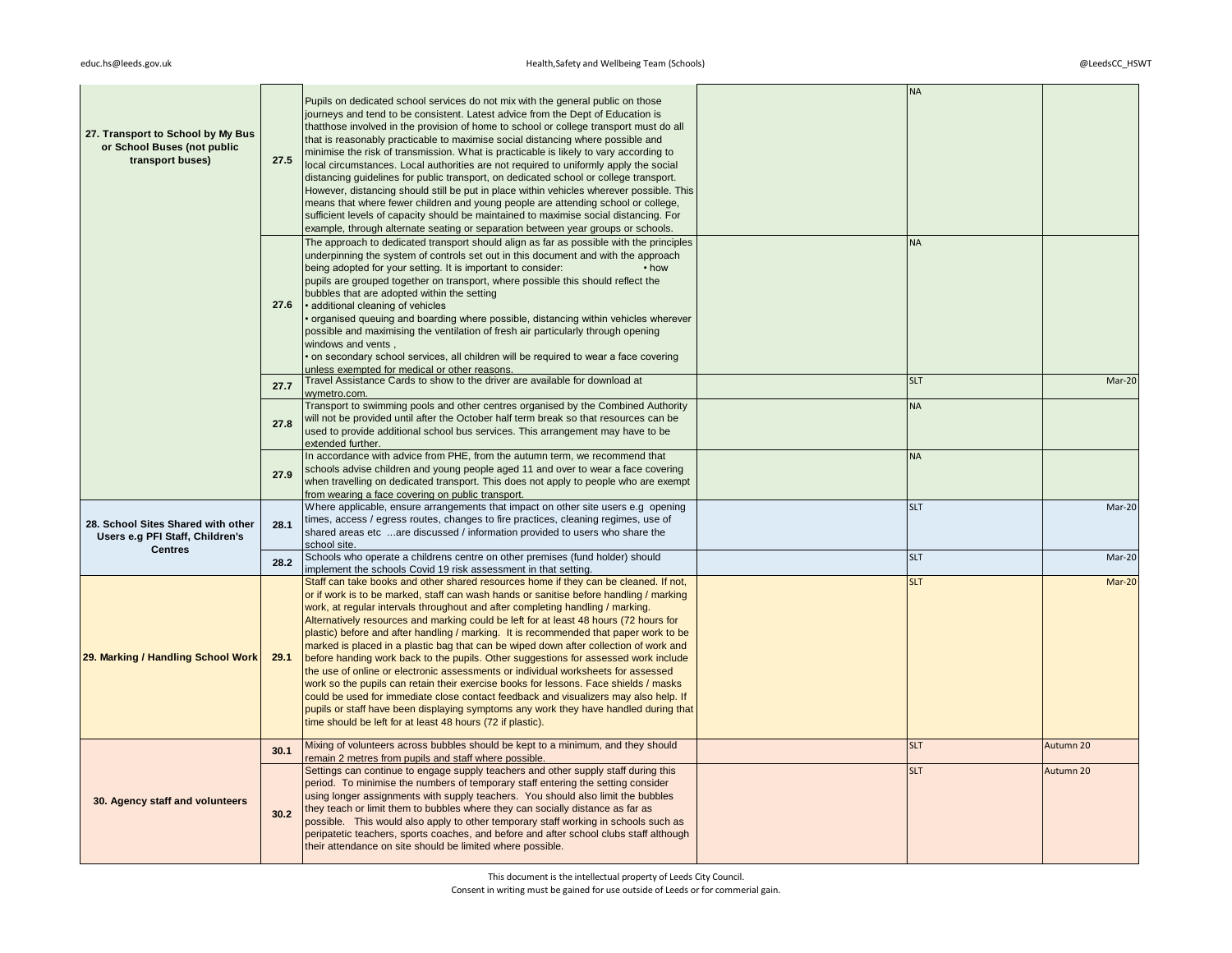| | | | | | |
|---|---|---|---|---|---|
| **27. Transport to School by My Bus or School Buses (not public transport buses)** | **27.5** | Pupils on dedicated school services do not mix with the general public on those journeys and tend to be consistent. Latest advice from the Dept of Education is thatthose involved in the provision of home to school or college transport must do all that is reasonably practicable to maximise social distancing where possible and minimise the risk of transmission. What is practicable is likely to vary according to local circumstances. Local authorities are not required to uniformly apply the social distancing guidelines for public transport, on dedicated school or college transport. However, distancing should still be put in place within vehicles wherever possible. This means that where fewer children and young people are attending school or college, sufficient levels of capacity should be maintained to maximise social distancing. For example, through alternate seating or separation between year groups or schools. | | NA | |
| | **27.6** | The approach to dedicated transport should align as far as possible with the principles underpinning the system of controls set out in this document and with the approach being adopted for your setting. It is important to consider: • how pupils are grouped together on transport, where possible this should reflect the bubbles that are adopted within the setting<br>• additional cleaning of vehicles<br>• organised queuing and boarding where possible, distancing within vehicles wherever possible and maximising the ventilation of fresh air particularly through opening windows and vents ,<br>• on secondary school services, all children will be required to wear a face covering unless exempted for medical or other reasons. | | NA | |
| | **27.7** | Travel Assistance Cards to show to the driver are available for download at wymetro.com. | | SLT | Mar-20 |
| | **27.8** | Transport to swimming pools and other centres organised by the Combined Authority will not be provided until after the October half term break so that resources can be used to provide additional school bus services. This arrangement may have to be extended further. | | NA | |
| | **27.9** | In accordance with advice from PHE, from the autumn term, we recommend that schools advise children and young people aged 11 and over to wear a face covering when travelling on dedicated transport. This does not apply to people who are exempt from wearing a face covering on public transport. | | NA | |
| **28. School Sites Shared with other Users e.g PFI Staff, Children's Centres** | **28.1** | Where applicable, ensure arrangements that impact on other site users e.g opening times, access / egress routes, changes to fire practices, cleaning regimes, use of shared areas etc ...are discussed / information provided to users who share the school site. | | SLT | Mar-20 |
| | **28.2** | Schools who operate a childrens centre on other premises (fund holder) should implement the schools Covid 19 risk assessment in that setting. | | SLT | Mar-20 |
| **29. Marking / Handling School Work** | **29.1** | Staff can take books and other shared resources home if they can be cleaned. If not, or if work is to be marked, staff can wash hands or sanitise before handling / marking work, at regular intervals throughout and after completing handling / marking. Alternatively resources and marking could be left for at least 48 hours (72 hours for plastic) before and after handling / marking. It is recommended that paper work to be marked is placed in a plastic bag that can be wiped down after collection of work and before handing work back to the pupils. Other suggestions for assessed work include the use of online or electronic assessments or individual worksheets for assessed work so the pupils can retain their exercise books for lessons. Face shields / masks could be used for immediate close contact feedback and visualizers may also help. If pupils or staff have been displaying symptoms any work they have handled during that time should be left for at least 48 hours (72 if plastic). | | SLT | Mar-20 |
| **30. Agency staff and volunteers** | **30.1** | Mixing of volunteers across bubbles should be kept to a minimum, and they should remain 2 metres from pupils and staff where possible. | | SLT | Autumn 20 |
| | **30.2** | Settings can continue to engage supply teachers and other supply staff during this period. To minimise the numbers of temporary staff entering the setting consider using longer assignments with supply teachers. You should also limit the bubbles they teach or limit them to bubbles where they can socially distance as far as possible. This would also apply to other temporary staff working in schools such as peripatetic teachers, sports coaches, and before and after school clubs staff although their attendance on site should be limited where possible. | | SLT | Autumn 20 |

This document is the intellectual property of Leeds City Council.
Consent in writing must be gained for use outside of Leeds or for commerial gain.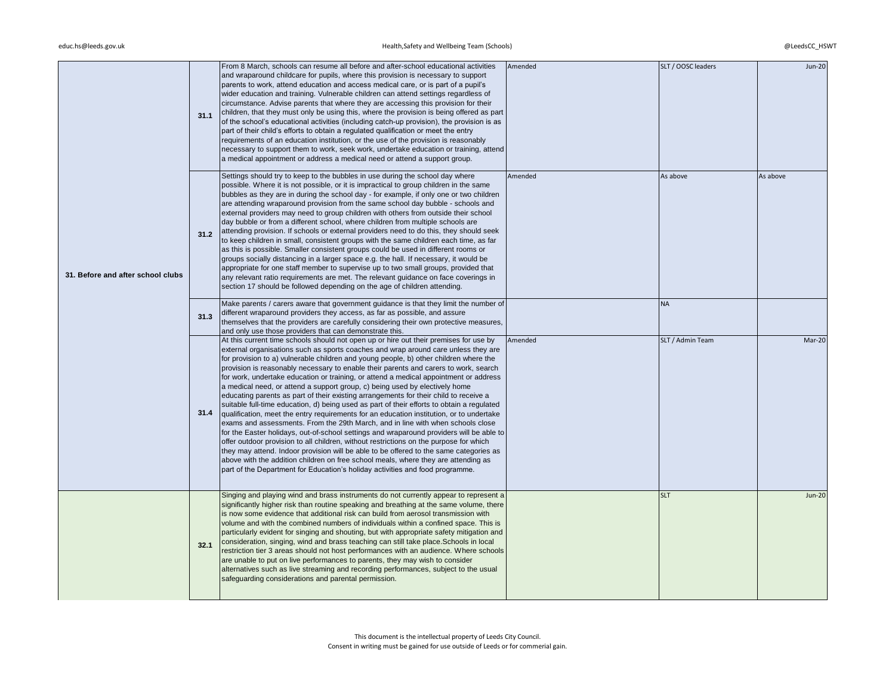| | | | | | |
|---|---|---|---|---|---|
| 31. Before and after school clubs | 31.1 | From 8 March, schools can resume all before and after-school educational activities and wraparound childcare for pupils, where this provision is necessary to support parents to work, attend education and access medical care, or is part of a pupil's wider education and training. Vulnerable children can attend settings regardless of circumstance. Advise parents that where they are accessing this provision for their children, that they must only be using this, where the provision is being offered as part of the school's educational activities (including catch-up provision), the provision is as part of their child's efforts to obtain a regulated qualification or meet the entry requirements of an education institution, or the use of the provision is reasonably necessary to support them to work, seek work, undertake education or training, attend a medical appointment or address a medical need or attend a support group. | Amended | SLT / OOSC leaders | Jun-20 |
| | 31.2 | Settings should try to keep to the bubbles in use during the school day where possible. Where it is not possible, or it is impractical to group children in the same bubbles as they are in during the school day - for example, if only one or two children are attending wraparound provision from the same school day bubble - schools and external providers may need to group children with others from outside their school day bubble or from a different school, where children from multiple schools are attending provision. If schools or external providers need to do this, they should seek to keep children in small, consistent groups with the same children each time, as far as this is possible. Smaller consistent groups could be used in different rooms or groups socially distancing in a larger space e.g. the hall. If necessary, it would be appropriate for one staff member to supervise up to two small groups, provided that any relevant ratio requirements are met. The relevant guidance on face coverings in section 17 should be followed depending on the age of children attending. | Amended | As above | As above |
| | 31.3 | Make parents / carers aware that government guidance is that they limit the number of different wraparound providers they access, as far as possible, and assure themselves that the providers are carefully considering their own protective measures, and only use those providers that can demonstrate this. | | NA | |
| | 31.4 | At this current time schools should not open up or hire out their premises for use by external organisations such as sports coaches and wrap around care unless they are for provision to a) vulnerable children and young people, b) other children where the provision is reasonably necessary to enable their parents and carers to work, search for work, undertake education or training, or attend a medical appointment or address a medical need, or attend a support group, c) being used by electively home educating parents as part of their existing arrangements for their child to receive a suitable full-time education, d) being used as part of their efforts to obtain a regulated qualification, meet the entry requirements for an education institution, or to undertake exams and assessments. From the 29th March, and in line with when schools close for the Easter holidays, out-of-school settings and wraparound providers will be able to offer outdoor provision to all children, without restrictions on the purpose for which they may attend. Indoor provision will be able to be offered to the same categories as above with the addition children on free school meals, where they are attending as part of the Department for Education's holiday activities and food programme. | Amended | SLT / Admin Team | Mar-20 |
| | 32.1 | Singing and playing wind and brass instruments do not currently appear to represent a significantly higher risk than routine speaking and breathing at the same volume, there is now some evidence that additional risk can build from aerosol transmission with volume and with the combined numbers of individuals within a confined space. This is particularly evident for singing and shouting, but with appropriate safety mitigation and consideration, singing, wind and brass teaching can still take place.Schools in local restriction tier 3 areas should not host performances with an audience. Where schools are unable to put on live performances to parents, they may wish to consider alternatives such as live streaming and recording performances, subject to the usual safeguarding considerations and parental permission. | | SLT | Jun-20 |

This document is the intellectual property of Leeds City Council.
Consent in writing must be gained for use outside of Leeds or for commerial gain.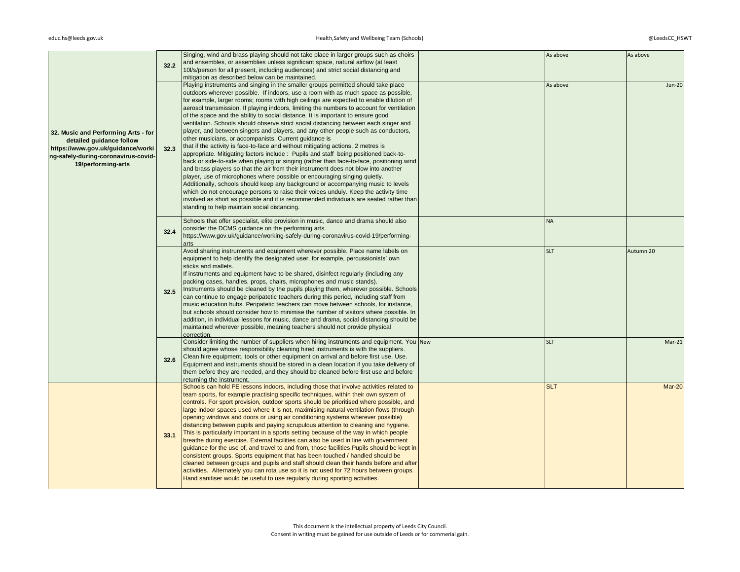| | | | | | |
|---|---|---|---|---|---|
| 32. Music and Performing Arts - for detailed guidance follow https://www.gov.uk/guidance/working-safely-during-coronavirus-covid-19/performing-arts | 32.2 | Singing, wind and brass playing should not take place in larger groups such as choirs and ensembles, or assemblies unless significant space, natural airflow (at least 10l/s/person for all present, including audiences) and strict social distancing and mitigation as described below can be maintained. | | As above | As above |
| | 32.3 | Playing instruments and singing in the smaller groups permitted should take place outdoors wherever possible. If indoors, use a room with as much space as possible, for example, larger rooms; rooms with high ceilings are expected to enable dilution of aerosol transmission. If playing indoors, limiting the numbers to account for ventilation of the space and the ability to social distance. It is important to ensure good ventilation. Schools should observe strict social distancing between each singer and player, and between singers and players, and any other people such as conductors, other musicians, or accompanists. Current guidance is that if the activity is face-to-face and without mitigating actions, 2 metres is appropriate. Mitigating factors include : Pupils and staff being positioned back-to-back or side-to-side when playing or singing (rather than face-to-face, positioning wind and brass players so that the air from their instrument does not blow into another player, use of microphones where possible or encouraging singing quietly. Additionally, schools should keep any background or accompanying music to levels which do not encourage persons to raise their voices unduly. Keep the activity time involved as short as possible and it is recommended individuals are seated rather than standing to help maintain social distancing. | | As above | Jun-20 |
| | 32.4 | Schools that offer specialist, elite provision in music, dance and drama should also consider the DCMS guidance on the performing arts. https://www.gov.uk/guidance/working-safely-during-coronavirus-covid-19/performing-arts | | NA | |
| | 32.5 | Avoid sharing instruments and equipment wherever possible. Place name labels on equipment to help identify the designated user, for example, percussionists' own sticks and mallets. If instruments and equipment have to be shared, disinfect regularly (including any packing cases, handles, props, chairs, microphones and music stands). Instruments should be cleaned by the pupils playing them, wherever possible. Schools can continue to engage peripatetic teachers during this period, including staff from music education hubs. Peripatetic teachers can move between schools, for instance, but schools should consider how to minimise the number of visitors where possible. In addition, in individual lessons for music, dance and drama, social distancing should be maintained wherever possible, meaning teachers should not provide physical correction. | | SLT | Autumn 20 |
| | 32.6 | Consider limiting the number of suppliers when hiring instruments and equipment. You should agree whose responsibility cleaning hired instruments is with the suppliers. Clean hire equipment, tools or other equipment on arrival and before first use. Use. Equipment and instruments should be stored in a clean location if you take delivery of them before they are needed, and they should be cleaned before first use and before returning the instrument. | New | SLT | Mar-21 |
| | 33.1 | Schools can hold PE lessons indoors, including those that involve activities related to team sports, for example practising specific techniques, within their own system of controls. For sport provision, outdoor sports should be prioritised where possible, and large indoor spaces used where it is not, maximising natural ventilation flows (through opening windows and doors or using air conditioning systems wherever possible) distancing between pupils and paying scrupulous attention to cleaning and hygiene. This is particularly important in a sports setting because of the way in which people breathe during exercise. External facilities can also be used in line with government guidance for the use of, and travel to and from, those facilities.Pupils should be kept in consistent groups. Sports equipment that has been touched / handled should be cleaned between groups and pupils and staff should clean their hands before and after activities. Alternately you can rota use so it is not used for 72 hours between groups. Hand sanitiser would be useful to use regularly during sporting activities. | | SLT | Mar-20 |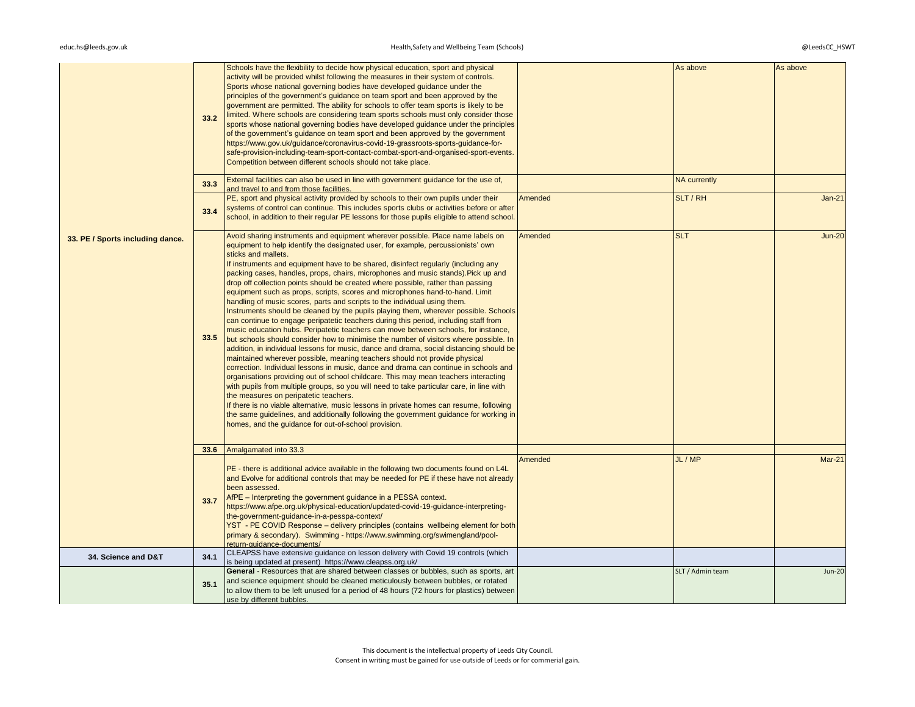| | | | | | |
|---|---|---|---|---|---|
| 33. PE / Sports including dance. | 33.2 | Schools have the flexibility to decide how physical education, sport and physical activity will be provided whilst following the measures in their system of controls. Sports whose national governing bodies have developed guidance under the principles of the government's guidance on team sport and been approved by the government are permitted. The ability for schools to offer team sports is likely to be limited. Where schools are considering team sports schools must only consider those sports whose national governing bodies have developed guidance under the principles of the government's guidance on team sport and been approved by the government https://www.gov.uk/guidance/coronavirus-covid-19-grassroots-sports-guidance-for-safe-provision-including-team-sport-contact-combat-sport-and-organised-sport-events. Competition between different schools should not take place. | | As above | As above |
| | 33.3 | External facilities can also be used in line with government guidance for the use of, and travel to and from those facilities. | | NA currently | |
| | 33.4 | PE, sport and physical activity provided by schools to their own pupils under their systems of control can continue. This includes sports clubs or activities before or after school, in addition to their regular PE lessons for those pupils eligible to attend school. | Amended | SLT / RH | Jan-21 |
| | 33.5 | Avoid sharing instruments and equipment wherever possible. Place name labels on equipment to help identify the designated user, for example, percussionists' own sticks and mallets.<br>If instruments and equipment have to be shared, disinfect regularly (including any packing cases, handles, props, chairs, microphones and music stands).Pick up and drop off collection points should be created where possible, rather than passing equipment such as props, scripts, scores and microphones hand-to-hand. Limit handling of music scores, parts and scripts to the individual using them.<br>Instruments should be cleaned by the pupils playing them, wherever possible. Schools can continue to engage peripatetic teachers during this period, including staff from music education hubs. Peripatetic teachers can move between schools, for instance, but schools should consider how to minimise the number of visitors where possible. In addition, in individual lessons for music, dance and drama, social distancing should be maintained wherever possible, meaning teachers should not provide physical correction. Individual lessons in music, dance and drama can continue in schools and organisations providing out of school childcare. This may mean teachers interacting with pupils from multiple groups, so you will need to take particular care, in line with the measures on peripatetic teachers.<br>If there is no viable alternative, music lessons in private homes can resume, following the same guidelines, and additionally following the government guidance for working in homes, and the guidance for out-of-school provision. | Amended | SLT | Jun-20 |
| | 33.6 | Amalgamated into 33.3 | | | |
| | 33.7 | PE - there is additional advice available in the following two documents found on L4L and Evolve for additional controls that may be needed for PE if these have not already been assessed.<br>AfPE – Interpreting the government guidance in a PESSA context. https://www.afpe.org.uk/physical-education/updated-covid-19-guidance-interpreting-the-government-guidance-in-a-pesspa-context/<br>YST - PE COVID Response – delivery principles (contains wellbeing element for both primary & secondary). Swimming - https://www.swimming.org/swimengland/pool-return-guidance-documents/ | Amended | JL / MP | Mar-21 |
| 34. Science and D&T | 34.1 | CLEAPSS have extensive guidance on lesson delivery with Covid 19 controls (which is being updated at present) https://www.cleapss.org.uk/ | | | |
| | 35.1 | **General** - Resources that are shared between classes or bubbles, such as sports, art and science equipment should be cleaned meticulously between bubbles, or rotated to allow them to be left unused for a period of 48 hours (72 hours for plastics) between use by different bubbles. | | SLT / Admin team | Jun-20 |

This document is the intellectual property of Leeds City Council.
Consent in writing must be gained for use outside of Leeds or for commerial gain.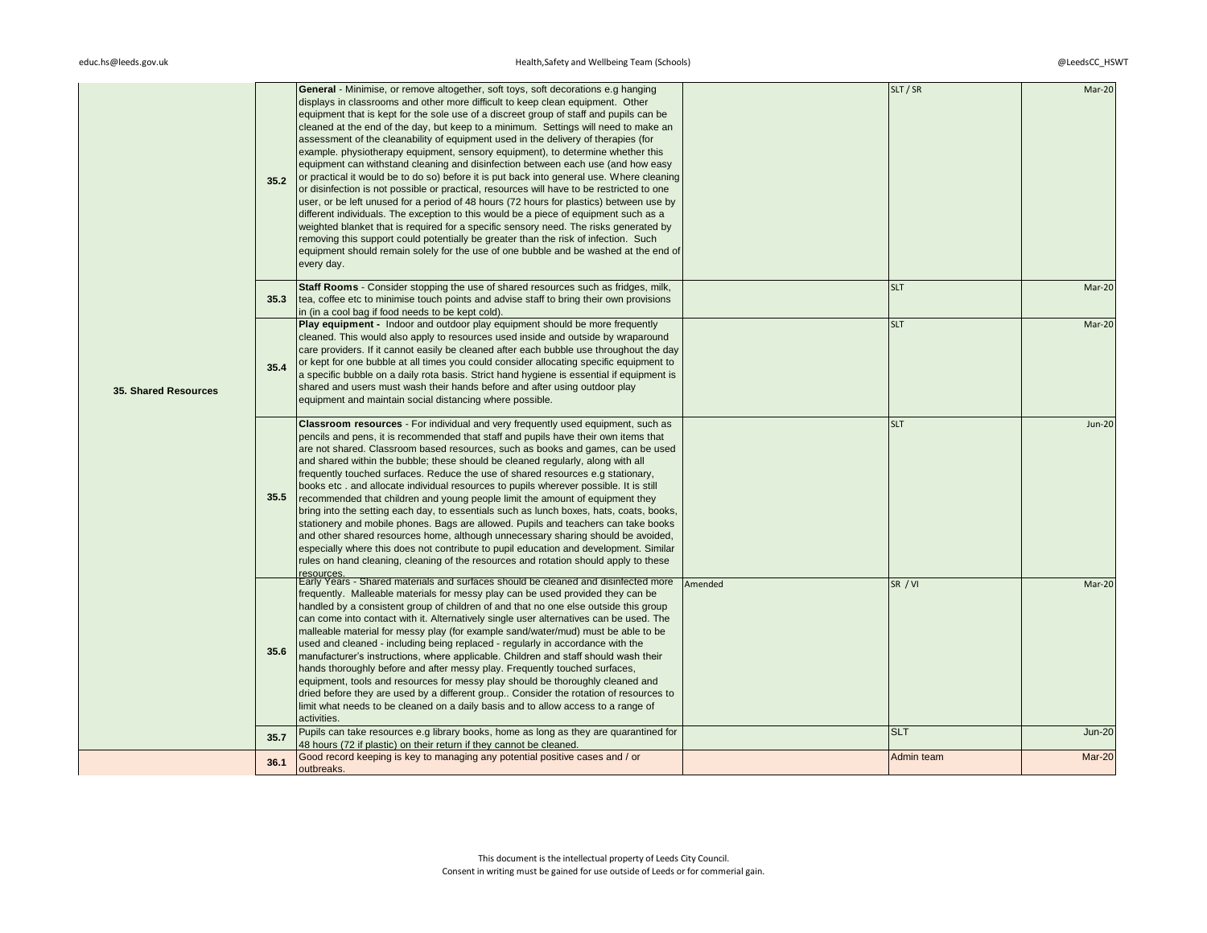| | | | | | |
|---|---|---|---|---|---|
| 35. Shared Resources | 35.2 | **General** - Minimise, or remove altogether, soft toys, soft decorations e.g hanging displays in classrooms and other more difficult to keep clean equipment. Other equipment that is kept for the sole use of a discreet group of staff and pupils can be cleaned at the end of the day, but keep to a minimum. Settings will need to make an assessment of the cleanability of equipment used in the delivery of therapies (for example. physiotherapy equipment, sensory equipment), to determine whether this equipment can withstand cleaning and disinfection between each use (and how easy or practical it would be to do so) before it is put back into general use. Where cleaning or disinfection is not possible or practical, resources will have to be restricted to one user, or be left unused for a period of 48 hours (72 hours for plastics) between use by different individuals. The exception to this would be a piece of equipment such as a weighted blanket that is required for a specific sensory need. The risks generated by removing this support could potentially be greater than the risk of infection. Such equipment should remain solely for the use of one bubble and be washed at the end of every day. | | SLT / SR | Mar-20 |
| | 35.3 | **Staff Rooms** - Consider stopping the use of shared resources such as fridges, milk, tea, coffee etc to minimise touch points and advise staff to bring their own provisions in (in a cool bag if food needs to be kept cold). | | SLT | Mar-20 |
| | 35.4 | **Play equipment -** Indoor and outdoor play equipment should be more frequently cleaned. This would also apply to resources used inside and outside by wraparound care providers. If it cannot easily be cleaned after each bubble use throughout the day or kept for one bubble at all times you could consider allocating specific equipment to a specific bubble on a daily rota basis. Strict hand hygiene is essential if equipment is shared and users must wash their hands before and after using outdoor play equipment and maintain social distancing where possible. | | SLT | Mar-20 |
| | 35.5 | **Classroom resources** - For individual and very frequently used equipment, such as pencils and pens, it is recommended that staff and pupils have their own items that are not shared. Classroom based resources, such as books and games, can be used and shared within the bubble; these should be cleaned regularly, along with all frequently touched surfaces. Reduce the use of shared resources e.g stationary, books etc . and allocate individual resources to pupils wherever possible. It is still recommended that children and young people limit the amount of equipment they bring into the setting each day, to essentials such as lunch boxes, hats, coats, books, stationery and mobile phones. Bags are allowed. Pupils and teachers can take books and other shared resources home, although unnecessary sharing should be avoided, especially where this does not contribute to pupil education and development. Similar rules on hand cleaning, cleaning of the resources and rotation should apply to these resources. | | SLT | Jun-20 |
| | 35.6 | Early Years - Shared materials and surfaces should be cleaned and disinfected more frequently. Malleable materials for messy play can be used provided they can be handled by a consistent group of children of and that no one else outside this group can come into contact with it. Alternatively single user alternatives can be used. The malleable material for messy play (for example sand/water/mud) must be able to be used and cleaned - including being replaced - regularly in accordance with the manufacturer's instructions, where applicable. Children and staff should wash their hands thoroughly before and after messy play. Frequently touched surfaces, equipment, tools and resources for messy play should be thoroughly cleaned and dried before they are used by a different group.. Consider the rotation of resources to limit what needs to be cleaned on a daily basis and to allow access to a range of activities. | Amended | SR / VI | Mar-20 |
| | 35.7 | Pupils can take resources e.g library books, home as long as they are quarantined for 48 hours (72 if plastic) on their return if they cannot be cleaned. | | SLT | Jun-20 |
| | 36.1 | Good record keeping is key to managing any potential positive cases and / or outbreaks. | | Admin team | Mar-20 |

This document is the intellectual property of Leeds City Council.
Consent in writing must be gained for use outside of Leeds or for commerial gain.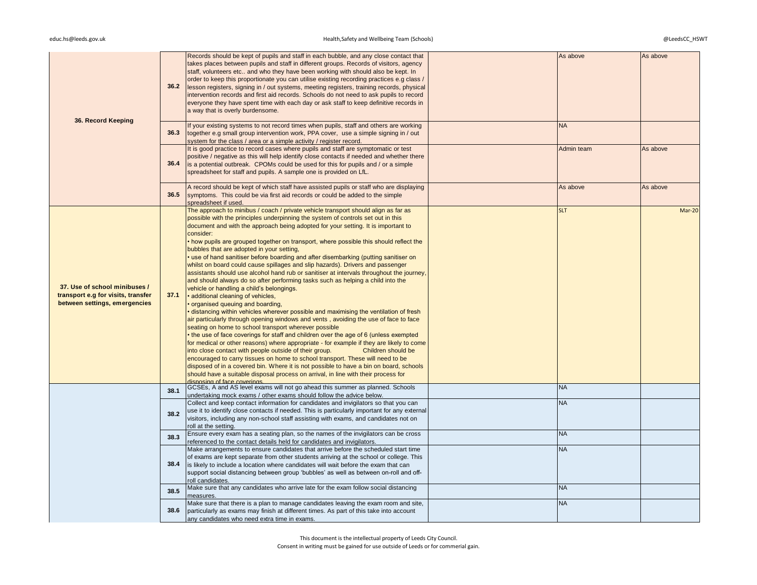| | | | | | |
|---|---|---|---|---|---|
| 36. Record Keeping | 36.2 | Records should be kept of pupils and staff in each bubble, and any close contact that takes places between pupils and staff in different groups. Records of visitors, agency staff, volunteers etc.. and who they have been working with should also be kept. In order to keep this proportionate you can utilise existing recording practices e.g class / lesson registers, signing in / out systems, meeting registers, training records, physical intervention records and first aid records. Schools do not need to ask pupils to record everyone they have spent time with each day or ask staff to keep definitive records in a way that is overly burdensome. | | As above | As above |
| | 36.3 | If your existing systems to not record times when pupils, staff and others are working together e.g small group intervention work, PPA cover, use a simple signing in / out system for the class / area or a simple activity / register record. | | NA | |
| | 36.4 | It is good practice to record cases where pupils and staff are symptomatic or test positive / negative as this will help identify close contacts if needed and whether there is a potential outbreak. CPOMs could be used for this for pupils and / or a simple spreadsheet for staff and pupils. A sample one is provided on LfL. | | Admin team | As above |
| | 36.5 | A record should be kept of which staff have assisted pupils or staff who are displaying symptoms. This could be via first aid records or could be added to the simple spreadsheet if used. | | As above | As above |
| 37. Use of school minibuses / transport e.g for visits, transfer between settings, emergencies | 37.1 | The approach to minibus / coach / private vehicle transport should align as far as possible with the principles underpinning the system of controls set out in this document and with the approach being adopted for your setting. It is important to consider:<br>• how pupils are grouped together on transport, where possible this should reflect the bubbles that are adopted in your setting,<br>• use of hand sanitiser before boarding and after disembarking (putting sanitiser on whilst on board could cause spillages and slip hazards). Drivers and passenger assistants should use alcohol hand rub or sanitiser at intervals throughout the journey, and should always do so after performing tasks such as helping a child into the vehicle or handling a child's belongings.<br>• additional cleaning of vehicles,<br>• organised queuing and boarding,<br>• distancing within vehicles wherever possible and maximising the ventilation of fresh air particularly through opening windows and vents , avoiding the use of face to face seating on home to school transport wherever possible<br>• the use of face coverings for staff and children over the age of 6 (unless exempted for medical or other reasons) where appropriate - for example if they are likely to come into close contact with people outside of their group. Children should be encouraged to carry tissues on home to school transport. These will need to be disposed of in a covered bin. Where it is not possible to have a bin on board, schools should have a suitable disposal process on arrival, in line with their process for disposing of face coverings. | | SLT | Mar-20 |
| | 38.1 | GCSEs, A and AS level exams will not go ahead this summer as planned. Schools undertaking mock exams / other exams should follow the advice below. | | NA | |
| | 38.2 | Collect and keep contact information for candidates and invigilators so that you can use it to identify close contacts if needed. This is particularly important for any external visitors, including any non-school staff assisting with exams, and candidates not on roll at the setting. | | NA | |
| | 38.3 | Ensure every exam has a seating plan, so the names of the invigilators can be cross referenced to the contact details held for candidates and invigilators. | | NA | |
| | 38.4 | Make arrangements to ensure candidates that arrive before the scheduled start time of exams are kept separate from other students arriving at the school or college. This is likely to include a location where candidates will wait before the exam that can support social distancing between group 'bubbles' as well as between on-roll and off-roll candidates. | | NA | |
| | 38.5 | Make sure that any candidates who arrive late for the exam follow social distancing measures. | | NA | |
| | 38.6 | Make sure that there is a plan to manage candidates leaving the exam room and site, particularly as exams may finish at different times. As part of this take into account any candidates who need extra time in exams. | | NA | |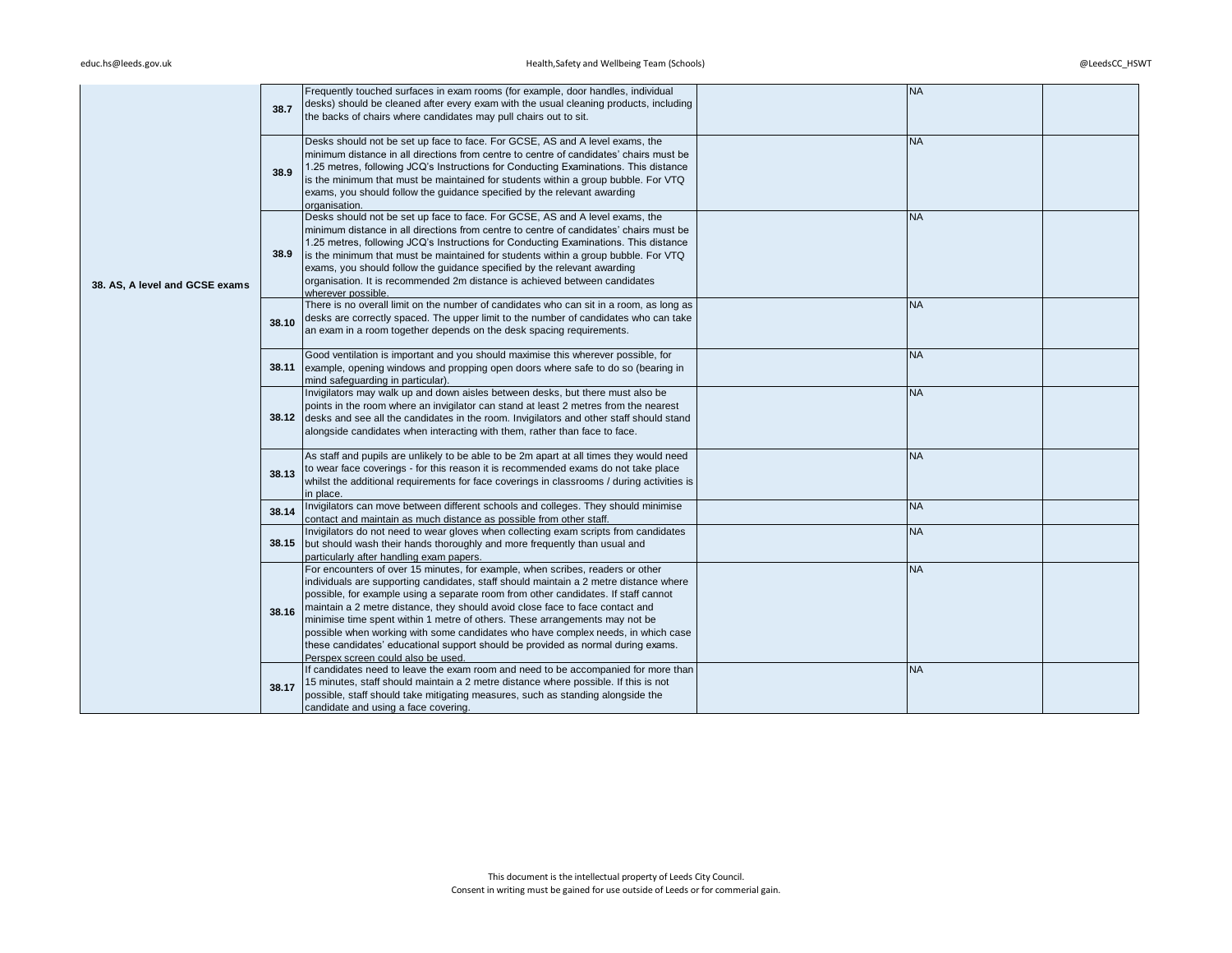| | | | | | |
|---|---|---|---|---|---|
| 38. AS, A level and GCSE exams | 38.7 | Frequently touched surfaces in exam rooms (for example, door handles, individual desks) should be cleaned after every exam with the usual cleaning products, including the backs of chairs where candidates may pull chairs out to sit. | | NA | |
| | 38.9 | Desks should not be set up face to face. For GCSE, AS and A level exams, the minimum distance in all directions from centre to centre of candidates' chairs must be 1.25 metres, following JCQ's Instructions for Conducting Examinations. This distance is the minimum that must be maintained for students within a group bubble. For VTQ exams, you should follow the guidance specified by the relevant awarding organisation. | | NA | |
| | 38.9 | Desks should not be set up face to face. For GCSE, AS and A level exams, the minimum distance in all directions from centre to centre of candidates' chairs must be 1.25 metres, following JCQ's Instructions for Conducting Examinations. This distance is the minimum that must be maintained for students within a group bubble. For VTQ exams, you should follow the guidance specified by the relevant awarding organisation. It is recommended 2m distance is achieved between candidates wherever possible. | | NA | |
| | 38.10 | There is no overall limit on the number of candidates who can sit in a room, as long as desks are correctly spaced. The upper limit to the number of candidates who can take an exam in a room together depends on the desk spacing requirements. | | NA | |
| | 38.11 | Good ventilation is important and you should maximise this wherever possible, for example, opening windows and propping open doors where safe to do so (bearing in mind safeguarding in particular). | | NA | |
| | 38.12 | Invigilators may walk up and down aisles between desks, but there must also be points in the room where an invigilator can stand at least 2 metres from the nearest desks and see all the candidates in the room. Invigilators and other staff should stand alongside candidates when interacting with them, rather than face to face. | | NA | |
| | 38.13 | As staff and pupils are unlikely to be able to be 2m apart at all times they would need to wear face coverings - for this reason it is recommended exams do not take place whilst the additional requirements for face coverings in classrooms / during activities is in place. | | NA | |
| | 38.14 | Invigilators can move between different schools and colleges. They should minimise contact and maintain as much distance as possible from other staff. | | NA | |
| | 38.15 | Invigilators do not need to wear gloves when collecting exam scripts from candidates but should wash their hands thoroughly and more frequently than usual and particularly after handling exam papers. | | NA | |
| | 38.16 | For encounters of over 15 minutes, for example, when scribes, readers or other individuals are supporting candidates, staff should maintain a 2 metre distance where possible, for example using a separate room from other candidates. If staff cannot maintain a 2 metre distance, they should avoid close face to face contact and minimise time spent within 1 metre of others. These arrangements may not be possible when working with some candidates who have complex needs, in which case these candidates' educational support should be provided as normal during exams. Perspex screen could also be used. | | NA | |
| | 38.17 | If candidates need to leave the exam room and need to be accompanied for more than 15 minutes, staff should maintain a 2 metre distance where possible. If this is not possible, staff should take mitigating measures, such as standing alongside the candidate and using a face covering. | | NA | |

This document is the intellectual property of Leeds City Council.
Consent in writing must be gained for use outside of Leeds or for commerial gain.